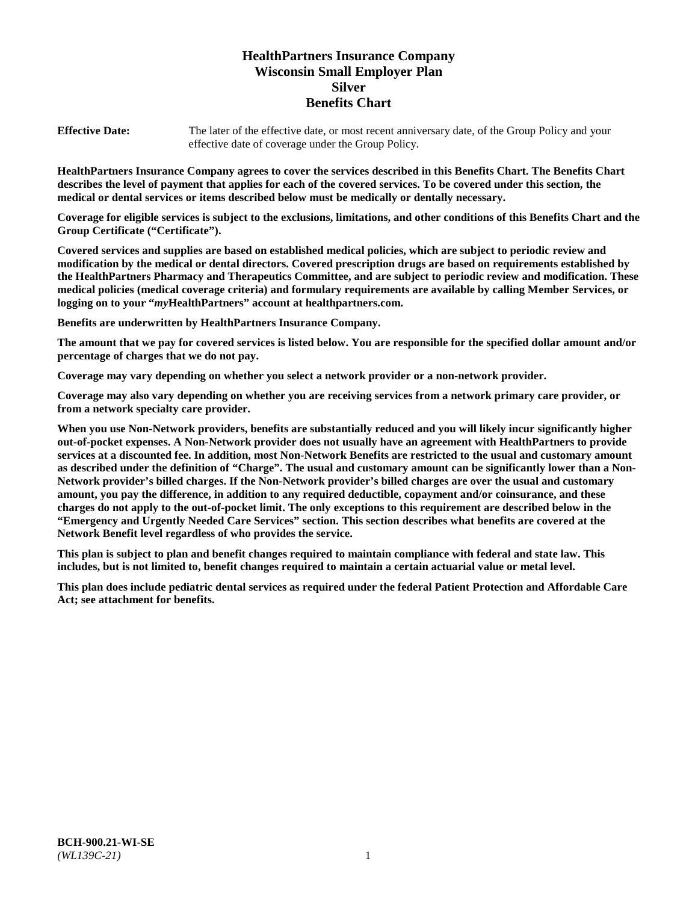# HealthPartners Insurance Company
# Wisconsin Small Employer Plan
# Silver
# Benefits Chart

**Effective Date:** The later of the effective date, or most recent anniversary date, of the Group Policy and your effective date of coverage under the Group Policy.

**HealthPartners Insurance Company agrees to cover the services described in this Benefits Chart. The Benefits Chart describes the level of payment that applies for each of the covered services. To be covered under this section, the medical or dental services or items described below must be medically or dentally necessary.**

**Coverage for eligible services is subject to the exclusions, limitations, and other conditions of this Benefits Chart and the Group Certificate ("Certificate").**

**Covered services and supplies are based on established medical policies, which are subject to periodic review and modification by the medical or dental directors. Covered prescription drugs are based on requirements established by the HealthPartners Pharmacy and Therapeutics Committee, and are subject to periodic review and modification. These medical policies (medical coverage criteria) and formulary requirements are available by calling Member Services, or logging on to your "*my*HealthPartners" account at healthpartners.com.**

**Benefits are underwritten by HealthPartners Insurance Company.**

**The amount that we pay for covered services is listed below. You are responsible for the specified dollar amount and/or percentage of charges that we do not pay.**

**Coverage may vary depending on whether you select a network provider or a non-network provider.**

**Coverage may also vary depending on whether you are receiving services from a network primary care provider, or from a network specialty care provider.**

**When you use Non-Network providers, benefits are substantially reduced and you will likely incur significantly higher out-of-pocket expenses. A Non-Network provider does not usually have an agreement with HealthPartners to provide services at a discounted fee. In addition, most Non-Network Benefits are restricted to the usual and customary amount as described under the definition of "Charge". The usual and customary amount can be significantly lower than a Non-Network provider's billed charges. If the Non-Network provider's billed charges are over the usual and customary amount, you pay the difference, in addition to any required deductible, copayment and/or coinsurance, and these charges do not apply to the out-of-pocket limit. The only exceptions to this requirement are described below in the "Emergency and Urgently Needed Care Services" section. This section describes what benefits are covered at the Network Benefit level regardless of who provides the service.**

**This plan is subject to plan and benefit changes required to maintain compliance with federal and state law. This includes, but is not limited to, benefit changes required to maintain a certain actuarial value or metal level.**

**This plan does include pediatric dental services as required under the federal Patient Protection and Affordable Care Act; see attachment for benefits.**

**BCH-900.21-WI-SE**
*(WL139C-21)*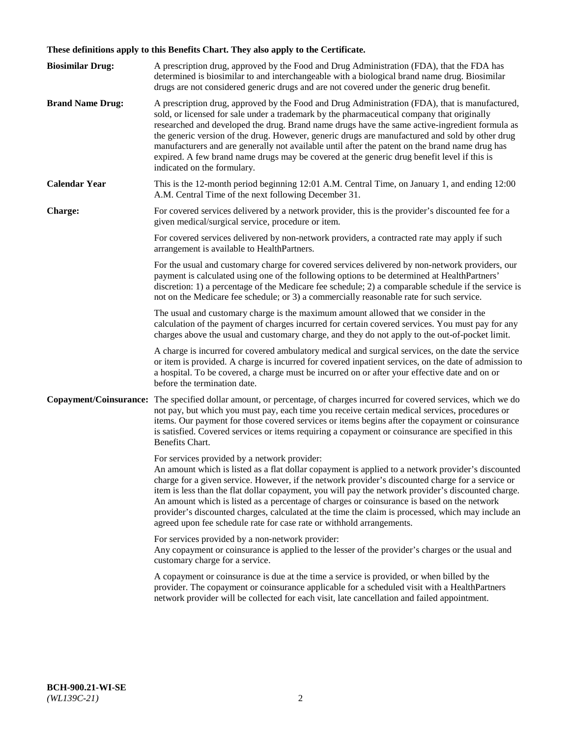**These definitions apply to this Benefits Chart. They also apply to the Certificate.**

**Biosimilar Drug:** A prescription drug, approved by the Food and Drug Administration (FDA), that the FDA has determined is biosimilar to and interchangeable with a biological brand name drug. Biosimilar drugs are not considered generic drugs and are not covered under the generic drug benefit.

**Brand Name Drug:** A prescription drug, approved by the Food and Drug Administration (FDA), that is manufactured, sold, or licensed for sale under a trademark by the pharmaceutical company that originally researched and developed the drug. Brand name drugs have the same active-ingredient formula as the generic version of the drug. However, generic drugs are manufactured and sold by other drug manufacturers and are generally not available until after the patent on the brand name drug has expired. A few brand name drugs may be covered at the generic drug benefit level if this is indicated on the formulary.

**Calendar Year** This is the 12-month period beginning 12:01 A.M. Central Time, on January 1, and ending 12:00 A.M. Central Time of the next following December 31.

**Charge:** For covered services delivered by a network provider, this is the provider's discounted fee for a given medical/surgical service, procedure or item.

For covered services delivered by non-network providers, a contracted rate may apply if such arrangement is available to HealthPartners.

For the usual and customary charge for covered services delivered by non-network providers, our payment is calculated using one of the following options to be determined at HealthPartners' discretion: 1) a percentage of the Medicare fee schedule; 2) a comparable schedule if the service is not on the Medicare fee schedule; or 3) a commercially reasonable rate for such service.

The usual and customary charge is the maximum amount allowed that we consider in the calculation of the payment of charges incurred for certain covered services. You must pay for any charges above the usual and customary charge, and they do not apply to the out-of-pocket limit.

A charge is incurred for covered ambulatory medical and surgical services, on the date the service or item is provided. A charge is incurred for covered inpatient services, on the date of admission to a hospital. To be covered, a charge must be incurred on or after your effective date and on or before the termination date.

**Copayment/Coinsurance:** The specified dollar amount, or percentage, of charges incurred for covered services, which we do not pay, but which you must pay, each time you receive certain medical services, procedures or items. Our payment for those covered services or items begins after the copayment or coinsurance is satisfied. Covered services or items requiring a copayment or coinsurance are specified in this Benefits Chart.

For services provided by a network provider:
An amount which is listed as a flat dollar copayment is applied to a network provider's discounted charge for a given service. However, if the network provider's discounted charge for a service or item is less than the flat dollar copayment, you will pay the network provider's discounted charge. An amount which is listed as a percentage of charges or coinsurance is based on the network provider's discounted charges, calculated at the time the claim is processed, which may include an agreed upon fee schedule rate for case rate or withhold arrangements.

For services provided by a non-network provider:
Any copayment or coinsurance is applied to the lesser of the provider's charges or the usual and customary charge for a service.

A copayment or coinsurance is due at the time a service is provided, or when billed by the provider. The copayment or coinsurance applicable for a scheduled visit with a HealthPartners network provider will be collected for each visit, late cancellation and failed appointment.

**BCH-900.21-WI-SE**
*(WL139C-21)*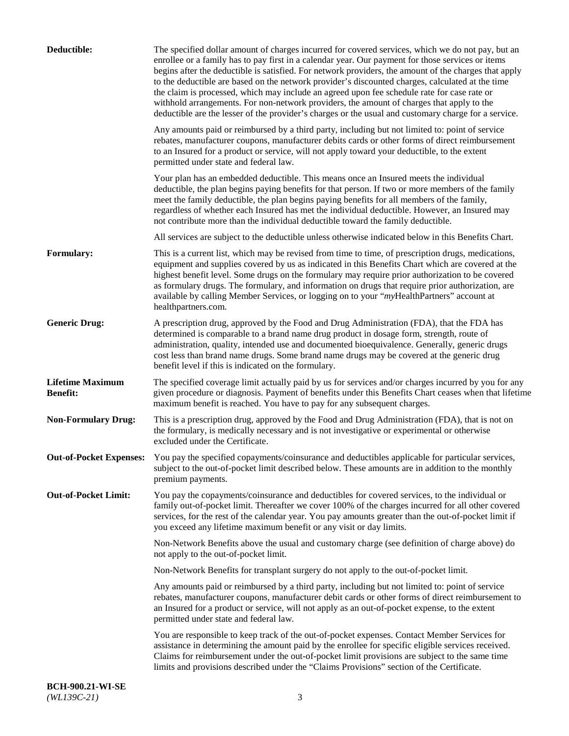**Deductible:** The specified dollar amount of charges incurred for covered services, which we do not pay, but an enrollee or a family has to pay first in a calendar year. Our payment for those services or items begins after the deductible is satisfied. For network providers, the amount of the charges that apply to the deductible are based on the network provider's discounted charges, calculated at the time the claim is processed, which may include an agreed upon fee schedule rate for case rate or withhold arrangements. For non-network providers, the amount of charges that apply to the deductible are the lesser of the provider's charges or the usual and customary charge for a service.

Any amounts paid or reimbursed by a third party, including but not limited to: point of service rebates, manufacturer coupons, manufacturer debits cards or other forms of direct reimbursement to an Insured for a product or service, will not apply toward your deductible, to the extent permitted under state and federal law.

Your plan has an embedded deductible. This means once an Insured meets the individual deductible, the plan begins paying benefits for that person. If two or more members of the family meet the family deductible, the plan begins paying benefits for all members of the family, regardless of whether each Insured has met the individual deductible. However, an Insured may not contribute more than the individual deductible toward the family deductible.

All services are subject to the deductible unless otherwise indicated below in this Benefits Chart.

**Formulary:** This is a current list, which may be revised from time to time, of prescription drugs, medications, equipment and supplies covered by us as indicated in this Benefits Chart which are covered at the highest benefit level. Some drugs on the formulary may require prior authorization to be covered as formulary drugs. The formulary, and information on drugs that require prior authorization, are available by calling Member Services, or logging on to your "*my*HealthPartners" account at healthpartners.com.

**Generic Drug:** A prescription drug, approved by the Food and Drug Administration (FDA), that the FDA has determined is comparable to a brand name drug product in dosage form, strength, route of administration, quality, intended use and documented bioequivalence. Generally, generic drugs cost less than brand name drugs. Some brand name drugs may be covered at the generic drug benefit level if this is indicated on the formulary.

**Lifetime Maximum Benefit:** The specified coverage limit actually paid by us for services and/or charges incurred by you for any given procedure or diagnosis. Payment of benefits under this Benefits Chart ceases when that lifetime maximum benefit is reached. You have to pay for any subsequent charges.

**Non-Formulary Drug:** This is a prescription drug, approved by the Food and Drug Administration (FDA), that is not on the formulary, is medically necessary and is not investigative or experimental or otherwise excluded under the Certificate.

**Out-of-Pocket Expenses:** You pay the specified copayments/coinsurance and deductibles applicable for particular services, subject to the out-of-pocket limit described below. These amounts are in addition to the monthly premium payments.

**Out-of-Pocket Limit:** You pay the copayments/coinsurance and deductibles for covered services, to the individual or family out-of-pocket limit. Thereafter we cover 100% of the charges incurred for all other covered services, for the rest of the calendar year. You pay amounts greater than the out-of-pocket limit if you exceed any lifetime maximum benefit or any visit or day limits.

Non-Network Benefits above the usual and customary charge (see definition of charge above) do not apply to the out-of-pocket limit.

Non-Network Benefits for transplant surgery do not apply to the out-of-pocket limit.

Any amounts paid or reimbursed by a third party, including but not limited to: point of service rebates, manufacturer coupons, manufacturer debit cards or other forms of direct reimbursement to an Insured for a product or service, will not apply as an out-of-pocket expense, to the extent permitted under state and federal law.

You are responsible to keep track of the out-of-pocket expenses. Contact Member Services for assistance in determining the amount paid by the enrollee for specific eligible services received. Claims for reimbursement under the out-of-pocket limit provisions are subject to the same time limits and provisions described under the "Claims Provisions" section of the Certificate.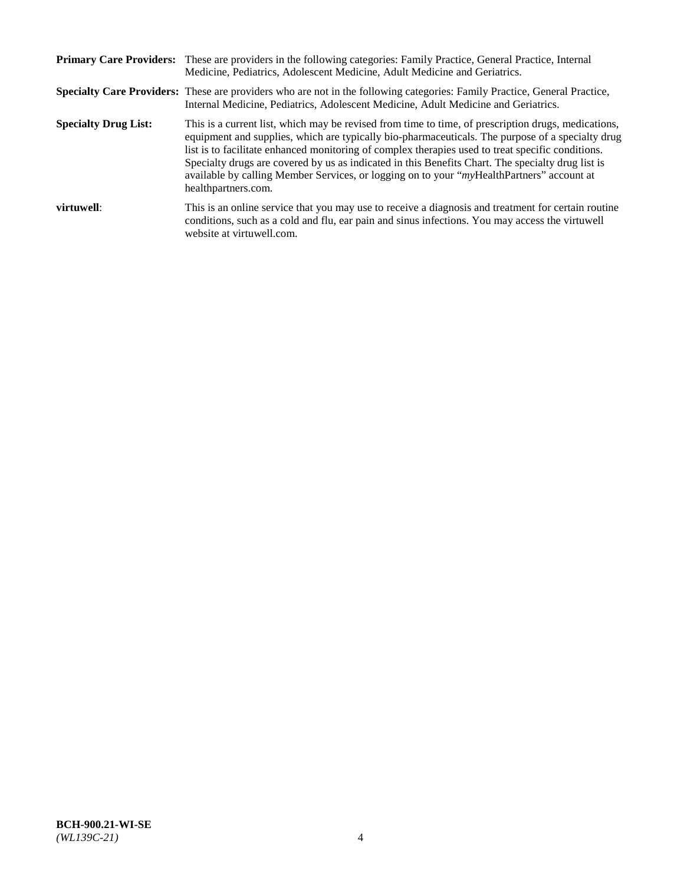**Primary Care Providers:** These are providers in the following categories: Family Practice, General Practice, Internal Medicine, Pediatrics, Adolescent Medicine, Adult Medicine and Geriatrics.

**Specialty Care Providers:** These are providers who are not in the following categories: Family Practice, General Practice, Internal Medicine, Pediatrics, Adolescent Medicine, Adult Medicine and Geriatrics.

**Specialty Drug List:** This is a current list, which may be revised from time to time, of prescription drugs, medications, equipment and supplies, which are typically bio-pharmaceuticals. The purpose of a specialty drug list is to facilitate enhanced monitoring of complex therapies used to treat specific conditions. Specialty drugs are covered by us as indicated in this Benefits Chart. The specialty drug list is available by calling Member Services, or logging on to your "*my*HealthPartners" account at healthpartners.com.

**virtuwell**: This is an online service that you may use to receive a diagnosis and treatment for certain routine conditions, such as a cold and flu, ear pain and sinus infections. You may access the virtuwell website at virtuwell.com.

**BCH-900.21-WI-SE**
*(WL139C-21)*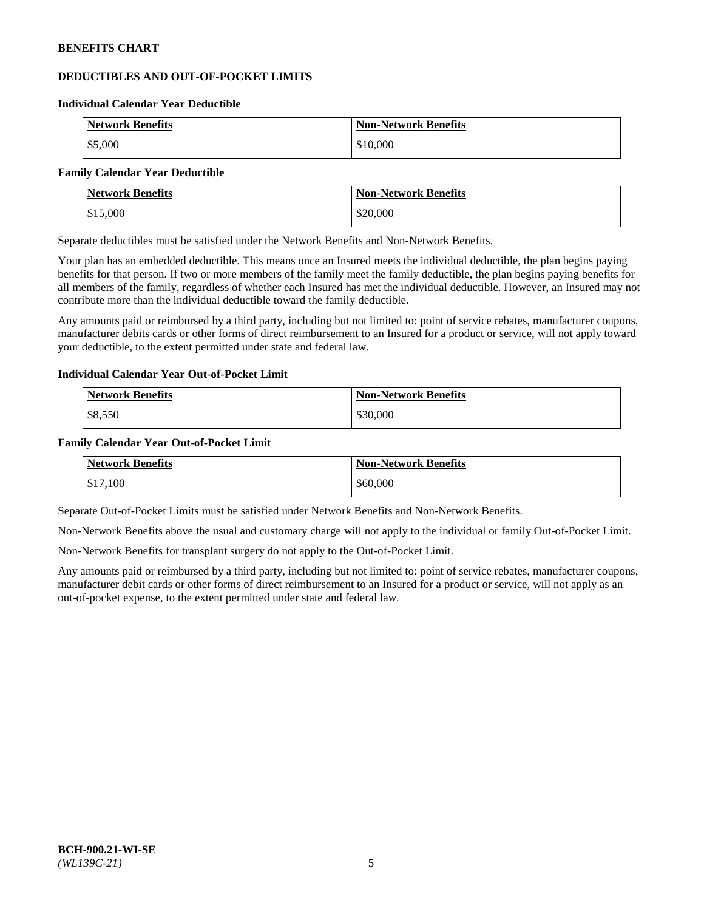## DEDUCTIBLES AND OUT-OF-POCKET LIMITS

### Individual Calendar Year Deductible

| Network Benefits | Non-Network Benefits |
| --- | --- |
| $5,000 | $10,000 |

### Family Calendar Year Deductible

| Network Benefits | Non-Network Benefits |
| --- | --- |
| $15,000 | $20,000 |

Separate deductibles must be satisfied under the Network Benefits and Non-Network Benefits.

Your plan has an embedded deductible. This means once an Insured meets the individual deductible, the plan begins paying benefits for that person. If two or more members of the family meet the family deductible, the plan begins paying benefits for all members of the family, regardless of whether each Insured has met the individual deductible. However, an Insured may not contribute more than the individual deductible toward the family deductible.

Any amounts paid or reimbursed by a third party, including but not limited to: point of service rebates, manufacturer coupons, manufacturer debits cards or other forms of direct reimbursement to an Insured for a product or service, will not apply toward your deductible, to the extent permitted under state and federal law.

### Individual Calendar Year Out-of-Pocket Limit

| Network Benefits | Non-Network Benefits |
| --- | --- |
| $8,550 | $30,000 |

### Family Calendar Year Out-of-Pocket Limit

| Network Benefits | Non-Network Benefits |
| --- | --- |
| $17,100 | $60,000 |

Separate Out-of-Pocket Limits must be satisfied under Network Benefits and Non-Network Benefits.

Non-Network Benefits above the usual and customary charge will not apply to the individual or family Out-of-Pocket Limit.

Non-Network Benefits for transplant surgery do not apply to the Out-of-Pocket Limit.

Any amounts paid or reimbursed by a third party, including but not limited to: point of service rebates, manufacturer coupons, manufacturer debit cards or other forms of direct reimbursement to an Insured for a product or service, will not apply as an out-of-pocket expense, to the extent permitted under state and federal law.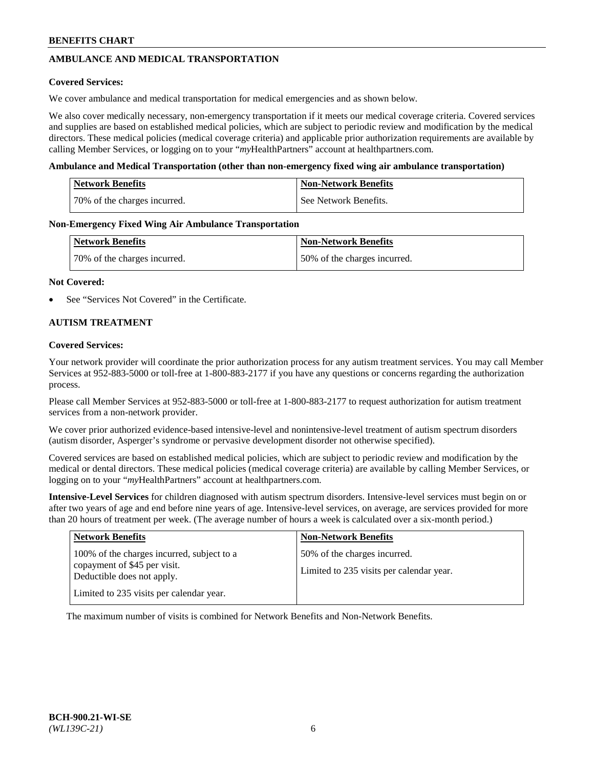## AMBULANCE AND MEDICAL TRANSPORTATION

**Covered Services:**

We cover ambulance and medical transportation for medical emergencies and as shown below.

We also cover medically necessary, non-emergency transportation if it meets our medical coverage criteria. Covered services and supplies are based on established medical policies, which are subject to periodic review and modification by the medical directors. These medical policies (medical coverage criteria) and applicable prior authorization requirements are available by calling Member Services, or logging on to your "*my*HealthPartners" account at healthpartners.com.

**Ambulance and Medical Transportation (other than non-emergency fixed wing air ambulance transportation)**

| Network Benefits | Non-Network Benefits |
|---|---|
| 70% of the charges incurred. | See Network Benefits. |

**Non-Emergency Fixed Wing Air Ambulance Transportation**

| Network Benefits | Non-Network Benefits |
|---|---|
| 70% of the charges incurred. | 50% of the charges incurred. |

**Not Covered:**

- See "Services Not Covered" in the Certificate.

## AUTISM TREATMENT

**Covered Services:**

Your network provider will coordinate the prior authorization process for any autism treatment services. You may call Member Services at 952-883-5000 or toll-free at 1-800-883-2177 if you have any questions or concerns regarding the authorization process.

Please call Member Services at 952-883-5000 or toll-free at 1-800-883-2177 to request authorization for autism treatment services from a non-network provider.

We cover prior authorized evidence-based intensive-level and nonintensive-level treatment of autism spectrum disorders (autism disorder, Asperger's syndrome or pervasive development disorder not otherwise specified).

Covered services are based on established medical policies, which are subject to periodic review and modification by the medical or dental directors. These medical policies (medical coverage criteria) are available by calling Member Services, or logging on to your "*my*HealthPartners" account at healthpartners.com.

**Intensive-Level Services** for children diagnosed with autism spectrum disorders. Intensive-level services must begin on or after two years of age and end before nine years of age. Intensive-level services, on average, are services provided for more than 20 hours of treatment per week. (The average number of hours a week is calculated over a six-month period.)

| Network Benefits | Non-Network Benefits |
|---|---|
| 100% of the charges incurred, subject to a copayment of $45 per visit. Deductible does not apply.<br><br>Limited to 235 visits per calendar year. | 50% of the charges incurred.<br><br>Limited to 235 visits per calendar year. |

The maximum number of visits is combined for Network Benefits and Non-Network Benefits.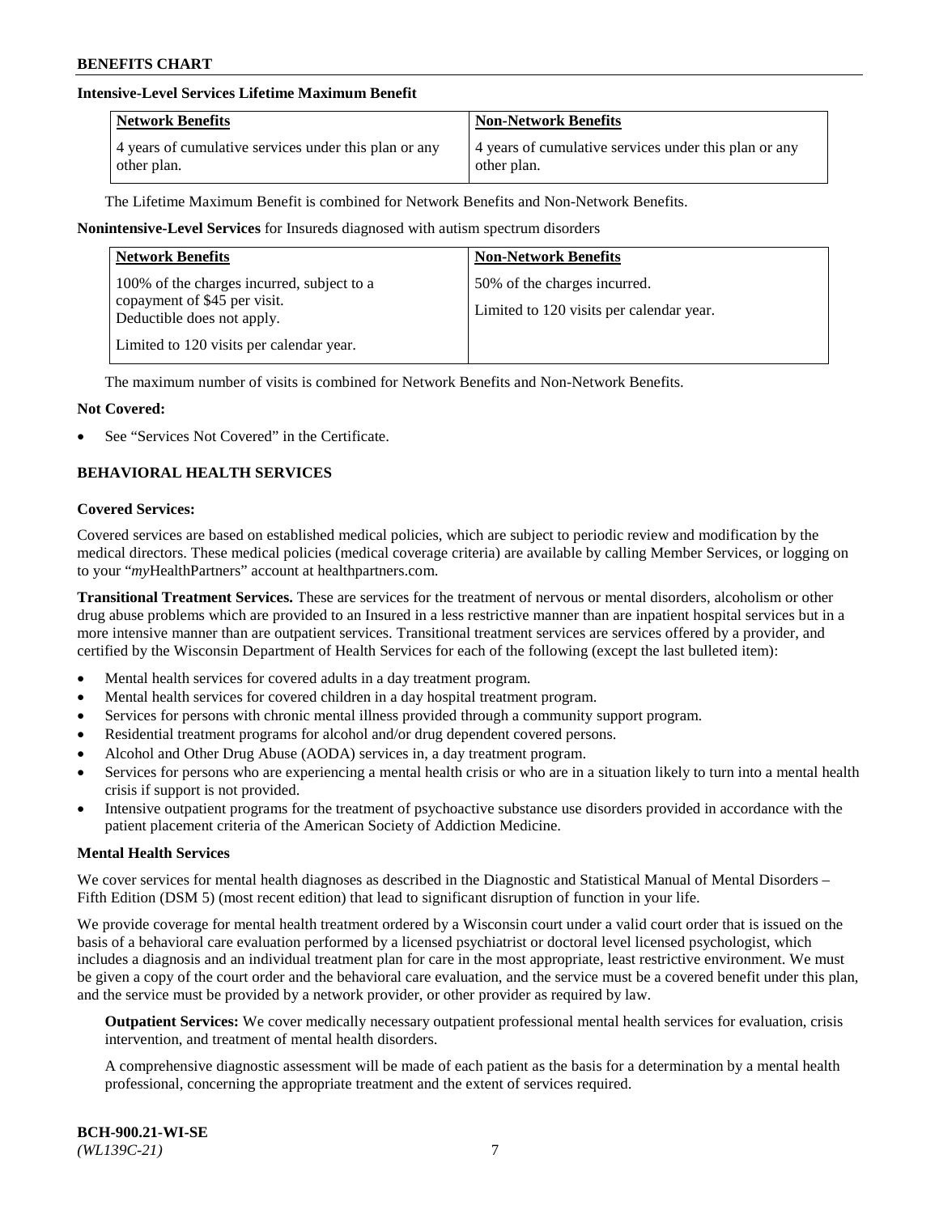**Intensive-Level Services Lifetime Maximum Benefit**

| Network Benefits | Non-Network Benefits |
| --- | --- |
| 4 years of cumulative services under this plan or any other plan. | 4 years of cumulative services under this plan or any other plan. |

The Lifetime Maximum Benefit is combined for Network Benefits and Non-Network Benefits.

**Nonintensive-Level Services** for Insureds diagnosed with autism spectrum disorders

| Network Benefits | Non-Network Benefits |
| --- | --- |
| 100% of the charges incurred, subject to a copayment of $45 per visit. Deductible does not apply.<br><br>Limited to 120 visits per calendar year. | 50% of the charges incurred.<br><br>Limited to 120 visits per calendar year. |

The maximum number of visits is combined for Network Benefits and Non-Network Benefits.

**Not Covered:**

- See "Services Not Covered" in the Certificate.

## BEHAVIORAL HEALTH SERVICES

**Covered Services:**

Covered services are based on established medical policies, which are subject to periodic review and modification by the medical directors. These medical policies (medical coverage criteria) are available by calling Member Services, or logging on to your "*my*HealthPartners" account at healthpartners.com.

**Transitional Treatment Services.** These are services for the treatment of nervous or mental disorders, alcoholism or other drug abuse problems which are provided to an Insured in a less restrictive manner than are inpatient hospital services but in a more intensive manner than are outpatient services. Transitional treatment services are services offered by a provider, and certified by the Wisconsin Department of Health Services for each of the following (except the last bulleted item):

- Mental health services for covered adults in a day treatment program.
- Mental health services for covered children in a day hospital treatment program.
- Services for persons with chronic mental illness provided through a community support program.
- Residential treatment programs for alcohol and/or drug dependent covered persons.
- Alcohol and Other Drug Abuse (AODA) services in, a day treatment program.
- Services for persons who are experiencing a mental health crisis or who are in a situation likely to turn into a mental health crisis if support is not provided.
- Intensive outpatient programs for the treatment of psychoactive substance use disorders provided in accordance with the patient placement criteria of the American Society of Addiction Medicine.

**Mental Health Services**

We cover services for mental health diagnoses as described in the Diagnostic and Statistical Manual of Mental Disorders – Fifth Edition (DSM 5) (most recent edition) that lead to significant disruption of function in your life.

We provide coverage for mental health treatment ordered by a Wisconsin court under a valid court order that is issued on the basis of a behavioral care evaluation performed by a licensed psychiatrist or doctoral level licensed psychologist, which includes a diagnosis and an individual treatment plan for care in the most appropriate, least restrictive environment. We must be given a copy of the court order and the behavioral care evaluation, and the service must be a covered benefit under this plan, and the service must be provided by a network provider, or other provider as required by law.

**Outpatient Services:** We cover medically necessary outpatient professional mental health services for evaluation, crisis intervention, and treatment of mental health disorders.

A comprehensive diagnostic assessment will be made of each patient as the basis for a determination by a mental health professional, concerning the appropriate treatment and the extent of services required.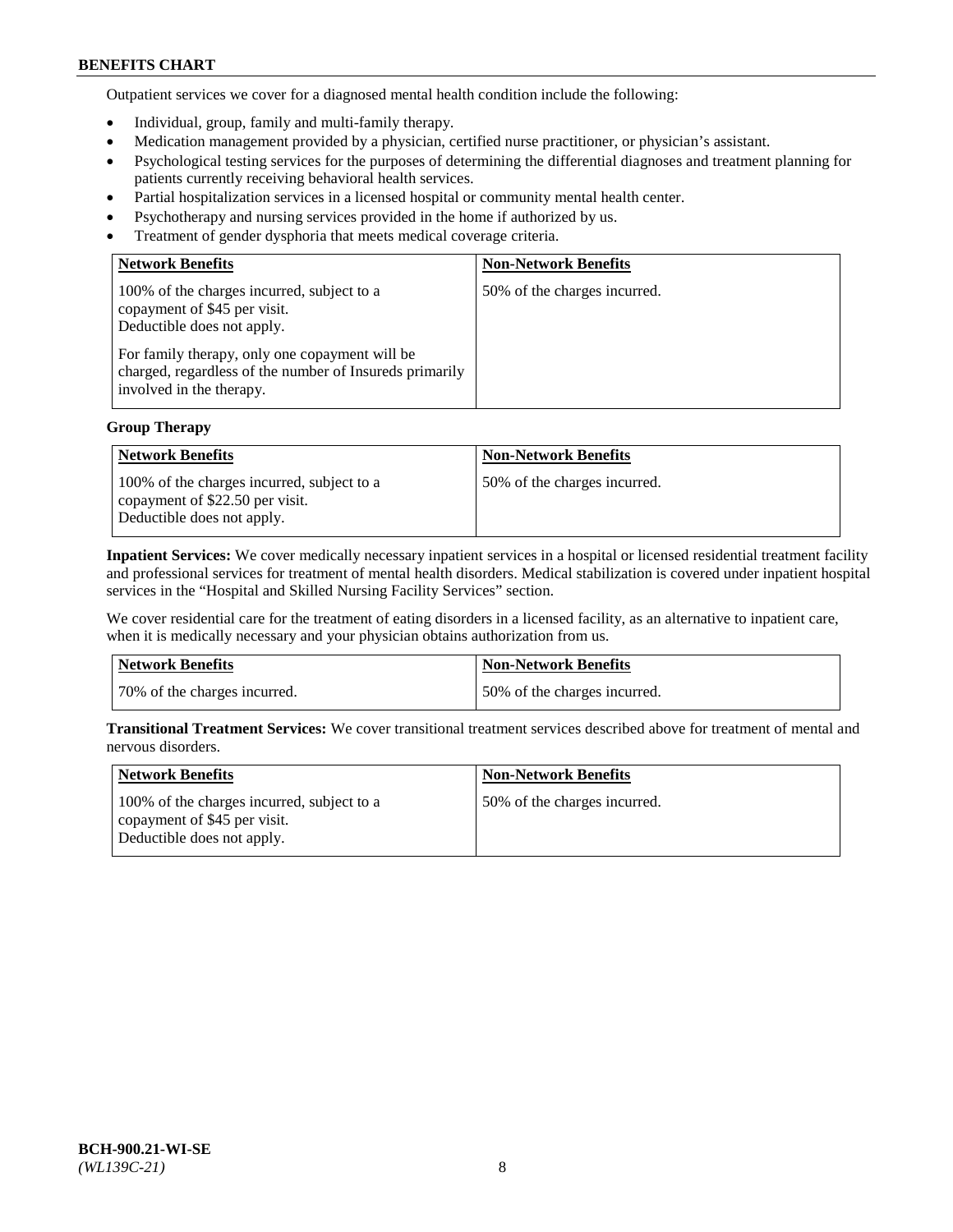Outpatient services we cover for a diagnosed mental health condition include the following:

- Individual, group, family and multi-family therapy.
- Medication management provided by a physician, certified nurse practitioner, or physician's assistant.
- Psychological testing services for the purposes of determining the differential diagnoses and treatment planning for patients currently receiving behavioral health services.
- Partial hospitalization services in a licensed hospital or community mental health center.
- Psychotherapy and nursing services provided in the home if authorized by us.
- Treatment of gender dysphoria that meets medical coverage criteria.

| Network Benefits | Non-Network Benefits |
|---|---|
| 100% of the charges incurred, subject to a copayment of $45 per visit. Deductible does not apply. For family therapy, only one copayment will be charged, regardless of the number of Insureds primarily involved in the therapy. | 50% of the charges incurred. |

**Group Therapy**

| Network Benefits | Non-Network Benefits |
|---|---|
| 100% of the charges incurred, subject to a copayment of $22.50 per visit. Deductible does not apply. | 50% of the charges incurred. |

**Inpatient Services:** We cover medically necessary inpatient services in a hospital or licensed residential treatment facility and professional services for treatment of mental health disorders. Medical stabilization is covered under inpatient hospital services in the "Hospital and Skilled Nursing Facility Services" section.

We cover residential care for the treatment of eating disorders in a licensed facility, as an alternative to inpatient care, when it is medically necessary and your physician obtains authorization from us.

| Network Benefits | Non-Network Benefits |
|---|---|
| 70% of the charges incurred. | 50% of the charges incurred. |

**Transitional Treatment Services:** We cover transitional treatment services described above for treatment of mental and nervous disorders.

| Network Benefits | Non-Network Benefits |
|---|---|
| 100% of the charges incurred, subject to a copayment of $45 per visit. Deductible does not apply. | 50% of the charges incurred. |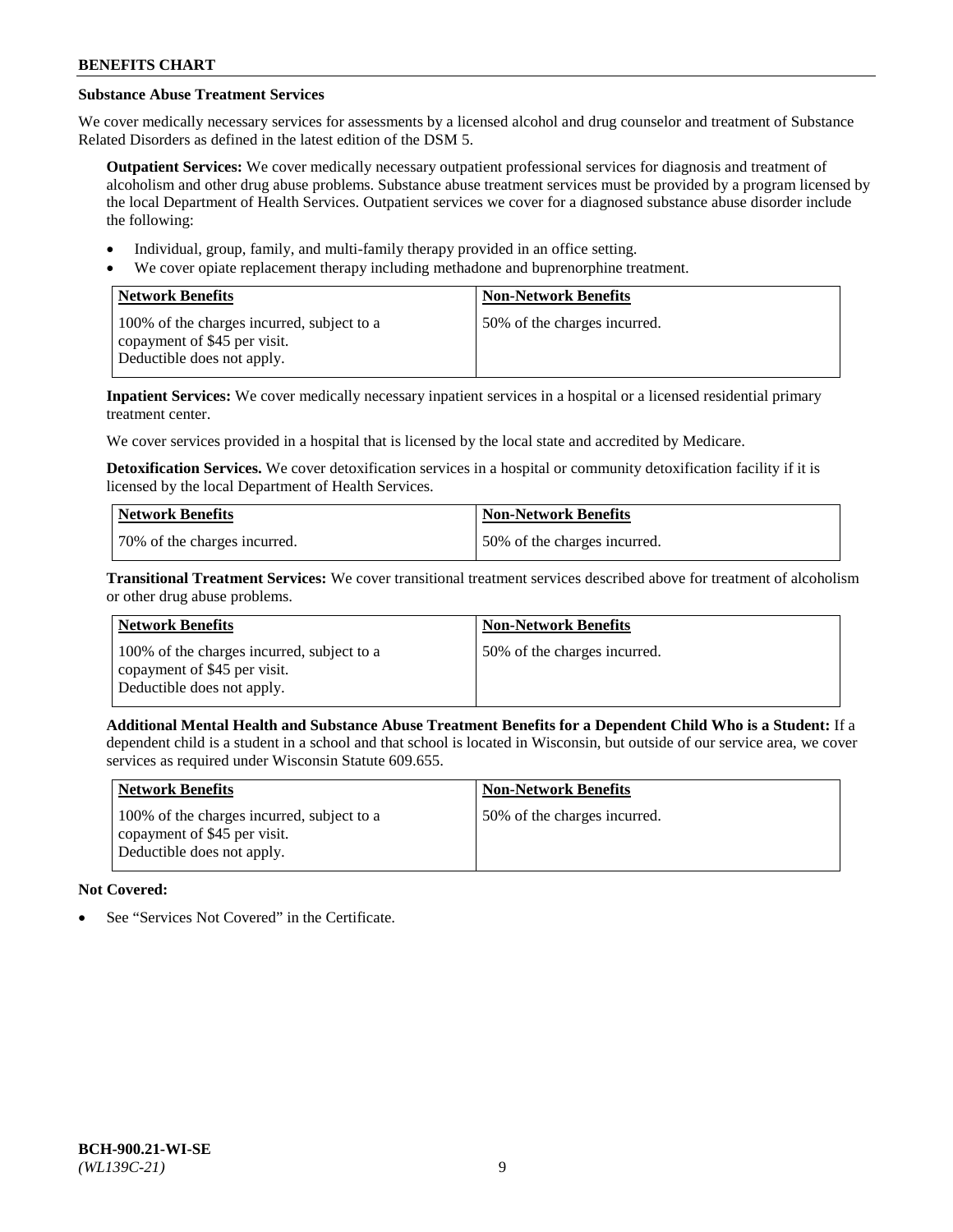### Substance Abuse Treatment Services

We cover medically necessary services for assessments by a licensed alcohol and drug counselor and treatment of Substance Related Disorders as defined in the latest edition of the DSM 5.

**Outpatient Services:** We cover medically necessary outpatient professional services for diagnosis and treatment of alcoholism and other drug abuse problems. Substance abuse treatment services must be provided by a program licensed by the local Department of Health Services. Outpatient services we cover for a diagnosed substance abuse disorder include the following:

- Individual, group, family, and multi-family therapy provided in an office setting.
- We cover opiate replacement therapy including methadone and buprenorphine treatment.

| Network Benefits | Non-Network Benefits |
|---|---|
| 100% of the charges incurred, subject to a copayment of $45 per visit. Deductible does not apply. | 50% of the charges incurred. |

**Inpatient Services:** We cover medically necessary inpatient services in a hospital or a licensed residential primary treatment center.

We cover services provided in a hospital that is licensed by the local state and accredited by Medicare.

**Detoxification Services.** We cover detoxification services in a hospital or community detoxification facility if it is licensed by the local Department of Health Services.

| Network Benefits | Non-Network Benefits |
|---|---|
| 70% of the charges incurred. | 50% of the charges incurred. |

**Transitional Treatment Services:** We cover transitional treatment services described above for treatment of alcoholism or other drug abuse problems.

| Network Benefits | Non-Network Benefits |
|---|---|
| 100% of the charges incurred, subject to a copayment of $45 per visit. Deductible does not apply. | 50% of the charges incurred. |

**Additional Mental Health and Substance Abuse Treatment Benefits for a Dependent Child Who is a Student:** If a dependent child is a student in a school and that school is located in Wisconsin, but outside of our service area, we cover services as required under Wisconsin Statute 609.655.

| Network Benefits | Non-Network Benefits |
|---|---|
| 100% of the charges incurred, subject to a copayment of $45 per visit. Deductible does not apply. | 50% of the charges incurred. |

**Not Covered:**

- See "Services Not Covered" in the Certificate.

BCH-900.21-WI-SE
*(WL139C-21)*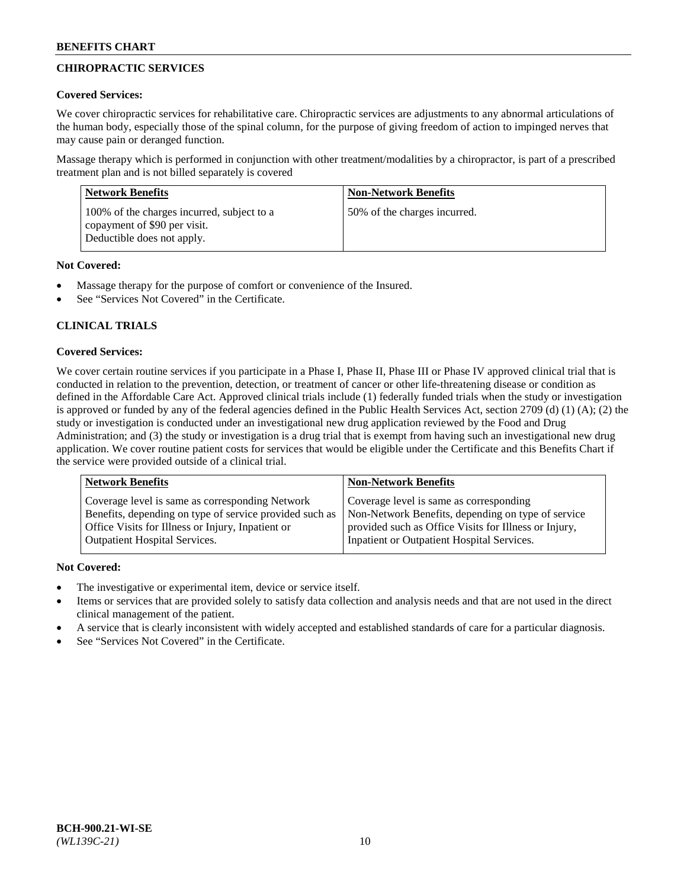## CHIROPRACTIC SERVICES

**Covered Services:**

We cover chiropractic services for rehabilitative care. Chiropractic services are adjustments to any abnormal articulations of the human body, especially those of the spinal column, for the purpose of giving freedom of action to impinged nerves that may cause pain or deranged function.

Massage therapy which is performed in conjunction with other treatment/modalities by a chiropractor, is part of a prescribed treatment plan and is not billed separately is covered

| Network Benefits | Non-Network Benefits |
|---|---|
| 100% of the charges incurred, subject to a copayment of $90 per visit. Deductible does not apply. | 50% of the charges incurred. |

**Not Covered:**

- Massage therapy for the purpose of comfort or convenience of the Insured.
- See "Services Not Covered" in the Certificate.

## CLINICAL TRIALS

**Covered Services:**

We cover certain routine services if you participate in a Phase I, Phase II, Phase III or Phase IV approved clinical trial that is conducted in relation to the prevention, detection, or treatment of cancer or other life-threatening disease or condition as defined in the Affordable Care Act. Approved clinical trials include (1) federally funded trials when the study or investigation is approved or funded by any of the federal agencies defined in the Public Health Services Act, section 2709 (d) (1) (A); (2) the study or investigation is conducted under an investigational new drug application reviewed by the Food and Drug Administration; and (3) the study or investigation is a drug trial that is exempt from having such an investigational new drug application. We cover routine patient costs for services that would be eligible under the Certificate and this Benefits Chart if the service were provided outside of a clinical trial.

| Network Benefits | Non-Network Benefits |
|---|---|
| Coverage level is same as corresponding Network Benefits, depending on type of service provided such as Office Visits for Illness or Injury, Inpatient or Outpatient Hospital Services. | Coverage level is same as corresponding Non-Network Benefits, depending on type of service provided such as Office Visits for Illness or Injury, Inpatient or Outpatient Hospital Services. |

**Not Covered:**

- The investigative or experimental item, device or service itself.
- Items or services that are provided solely to satisfy data collection and analysis needs and that are not used in the direct clinical management of the patient.
- A service that is clearly inconsistent with widely accepted and established standards of care for a particular diagnosis.
- See "Services Not Covered" in the Certificate.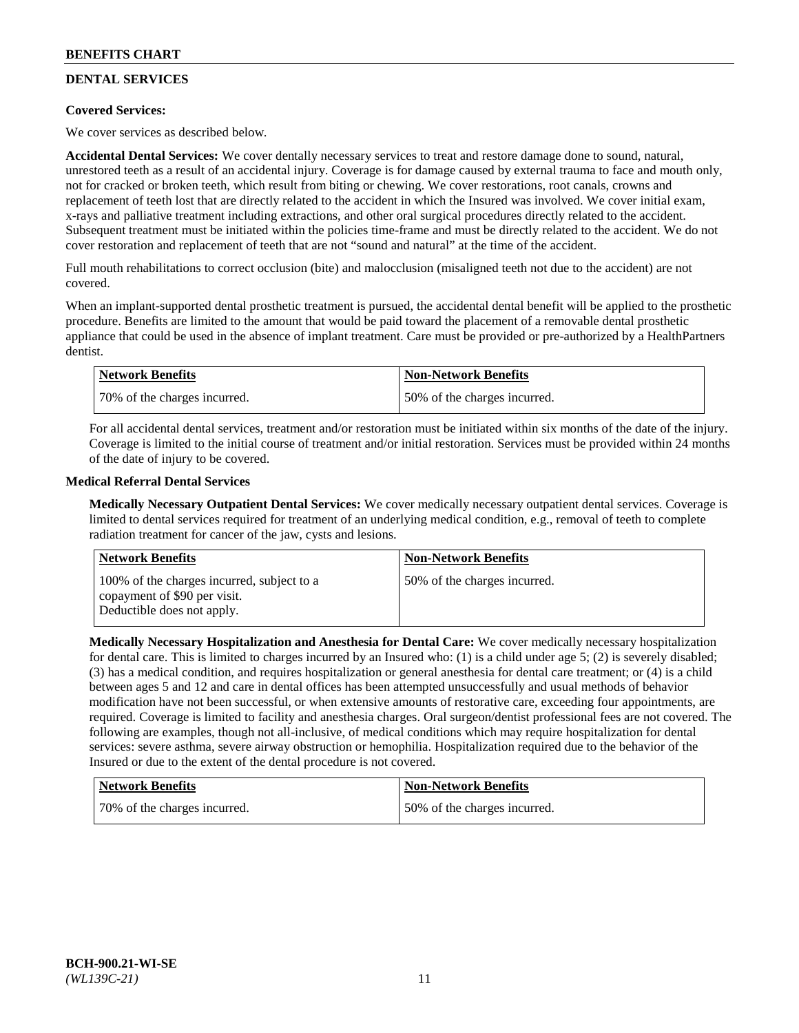## DENTAL SERVICES

**Covered Services:**

We cover services as described below.

**Accidental Dental Services:** We cover dentally necessary services to treat and restore damage done to sound, natural, unrestored teeth as a result of an accidental injury. Coverage is for damage caused by external trauma to face and mouth only, not for cracked or broken teeth, which result from biting or chewing. We cover restorations, root canals, crowns and replacement of teeth lost that are directly related to the accident in which the Insured was involved. We cover initial exam, x-rays and palliative treatment including extractions, and other oral surgical procedures directly related to the accident. Subsequent treatment must be initiated within the policies time-frame and must be directly related to the accident. We do not cover restoration and replacement of teeth that are not "sound and natural" at the time of the accident.

Full mouth rehabilitations to correct occlusion (bite) and malocclusion (misaligned teeth not due to the accident) are not covered.

When an implant-supported dental prosthetic treatment is pursued, the accidental dental benefit will be applied to the prosthetic procedure. Benefits are limited to the amount that would be paid toward the placement of a removable dental prosthetic appliance that could be used in the absence of implant treatment. Care must be provided or pre-authorized by a HealthPartners dentist.

| Network Benefits | Non-Network Benefits |
|---|---|
| 70% of the charges incurred. | 50% of the charges incurred. |

For all accidental dental services, treatment and/or restoration must be initiated within six months of the date of the injury. Coverage is limited to the initial course of treatment and/or initial restoration. Services must be provided within 24 months of the date of injury to be covered.

**Medical Referral Dental Services**

**Medically Necessary Outpatient Dental Services:** We cover medically necessary outpatient dental services. Coverage is limited to dental services required for treatment of an underlying medical condition, e.g., removal of teeth to complete radiation treatment for cancer of the jaw, cysts and lesions.

| Network Benefits | Non-Network Benefits |
|---|---|
| 100% of the charges incurred, subject to a copayment of $90 per visit. Deductible does not apply. | 50% of the charges incurred. |

**Medically Necessary Hospitalization and Anesthesia for Dental Care:** We cover medically necessary hospitalization for dental care. This is limited to charges incurred by an Insured who: (1) is a child under age 5; (2) is severely disabled; (3) has a medical condition, and requires hospitalization or general anesthesia for dental care treatment; or (4) is a child between ages 5 and 12 and care in dental offices has been attempted unsuccessfully and usual methods of behavior modification have not been successful, or when extensive amounts of restorative care, exceeding four appointments, are required. Coverage is limited to facility and anesthesia charges. Oral surgeon/dentist professional fees are not covered. The following are examples, though not all-inclusive, of medical conditions which may require hospitalization for dental services: severe asthma, severe airway obstruction or hemophilia. Hospitalization required due to the behavior of the Insured or due to the extent of the dental procedure is not covered.

| Network Benefits | Non-Network Benefits |
|---|---|
| 70% of the charges incurred. | 50% of the charges incurred. |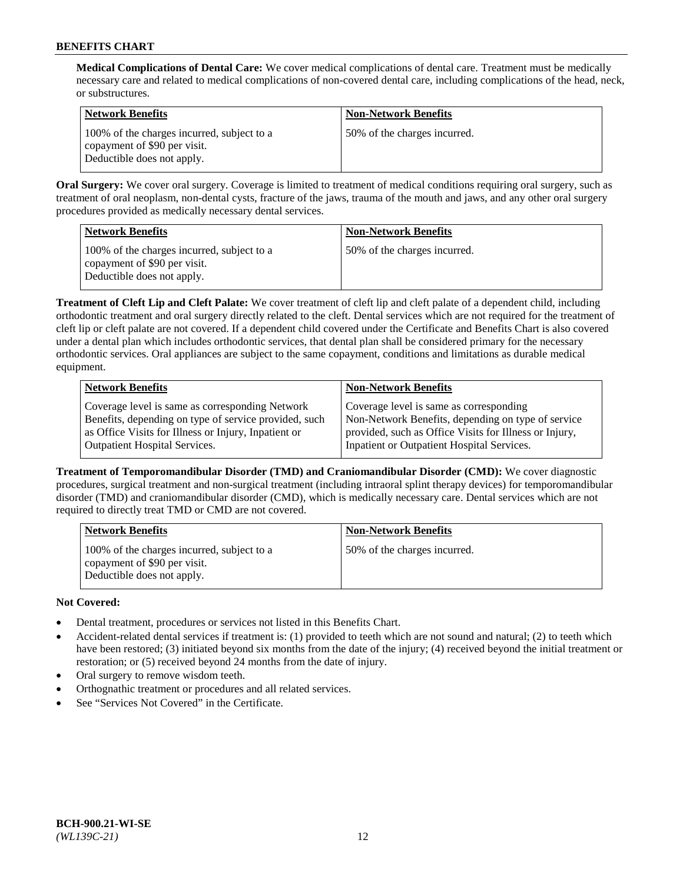**Medical Complications of Dental Care:** We cover medical complications of dental care. Treatment must be medically necessary care and related to medical complications of non-covered dental care, including complications of the head, neck, or substructures.

| Network Benefits | Non-Network Benefits |
|---|---|
| 100% of the charges incurred, subject to a copayment of $90 per visit. Deductible does not apply. | 50% of the charges incurred. |

**Oral Surgery:** We cover oral surgery. Coverage is limited to treatment of medical conditions requiring oral surgery, such as treatment of oral neoplasm, non-dental cysts, fracture of the jaws, trauma of the mouth and jaws, and any other oral surgery procedures provided as medically necessary dental services.

| Network Benefits | Non-Network Benefits |
|---|---|
| 100% of the charges incurred, subject to a copayment of $90 per visit. Deductible does not apply. | 50% of the charges incurred. |

**Treatment of Cleft Lip and Cleft Palate:** We cover treatment of cleft lip and cleft palate of a dependent child, including orthodontic treatment and oral surgery directly related to the cleft. Dental services which are not required for the treatment of cleft lip or cleft palate are not covered. If a dependent child covered under the Certificate and Benefits Chart is also covered under a dental plan which includes orthodontic services, that dental plan shall be considered primary for the necessary orthodontic services. Oral appliances are subject to the same copayment, conditions and limitations as durable medical equipment.

| Network Benefits | Non-Network Benefits |
|---|---|
| Coverage level is same as corresponding Network Benefits, depending on type of service provided, such as Office Visits for Illness or Injury, Inpatient or Outpatient Hospital Services. | Coverage level is same as corresponding Non-Network Benefits, depending on type of service provided, such as Office Visits for Illness or Injury, Inpatient or Outpatient Hospital Services. |

**Treatment of Temporomandibular Disorder (TMD) and Craniomandibular Disorder (CMD):** We cover diagnostic procedures, surgical treatment and non-surgical treatment (including intraoral splint therapy devices) for temporomandibular disorder (TMD) and craniomandibular disorder (CMD), which is medically necessary care. Dental services which are not required to directly treat TMD or CMD are not covered.

| Network Benefits | Non-Network Benefits |
|---|---|
| 100% of the charges incurred, subject to a copayment of $90 per visit. Deductible does not apply. | 50% of the charges incurred. |

**Not Covered:**

- Dental treatment, procedures or services not listed in this Benefits Chart.
- Accident-related dental services if treatment is: (1) provided to teeth which are not sound and natural; (2) to teeth which have been restored; (3) initiated beyond six months from the date of the injury; (4) received beyond the initial treatment or restoration; or (5) received beyond 24 months from the date of injury.
- Oral surgery to remove wisdom teeth.
- Orthognathic treatment or procedures and all related services.
- See "Services Not Covered" in the Certificate.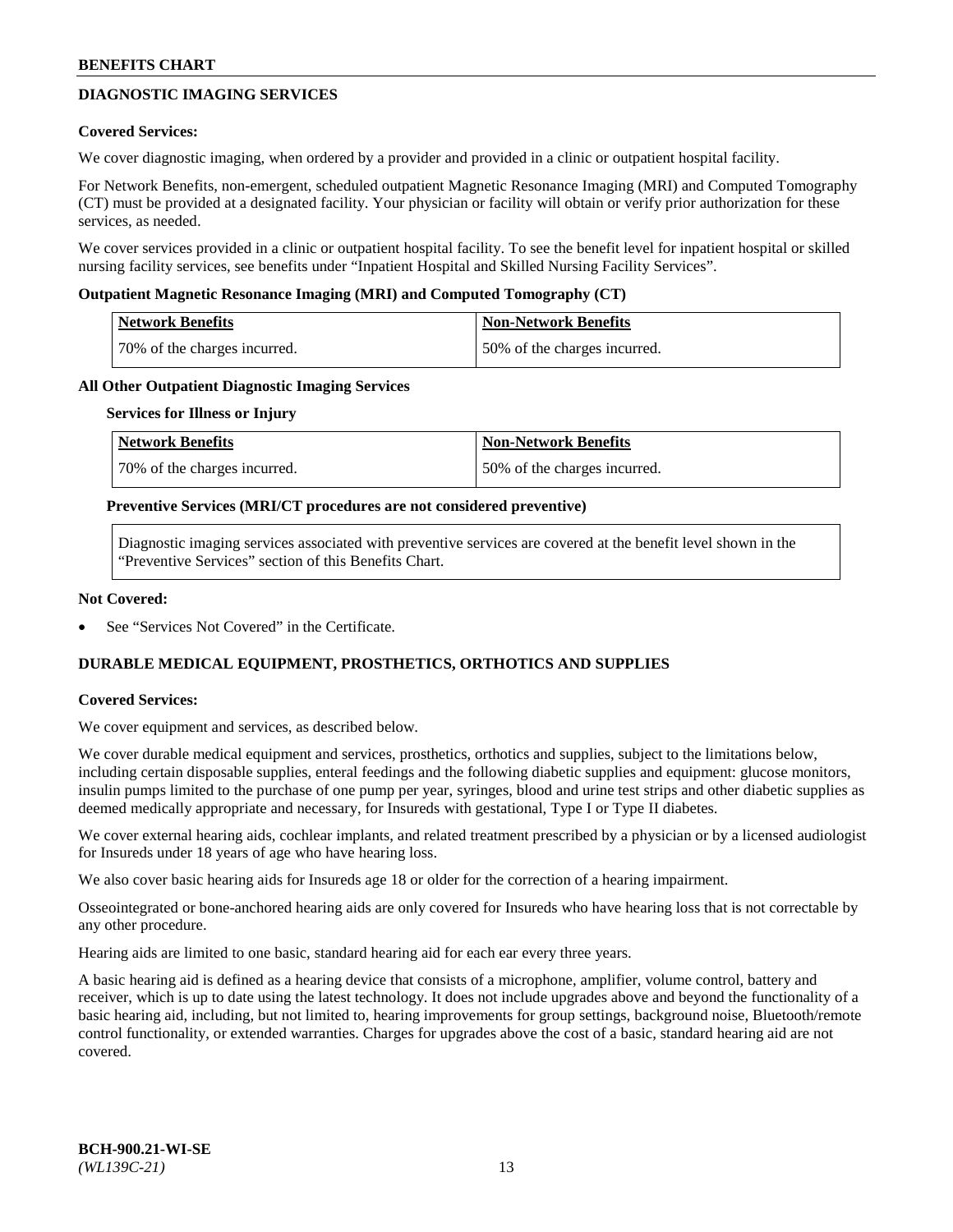## DIAGNOSTIC IMAGING SERVICES

**Covered Services:**

We cover diagnostic imaging, when ordered by a provider and provided in a clinic or outpatient hospital facility.

For Network Benefits, non-emergent, scheduled outpatient Magnetic Resonance Imaging (MRI) and Computed Tomography (CT) must be provided at a designated facility. Your physician or facility will obtain or verify prior authorization for these services, as needed.

We cover services provided in a clinic or outpatient hospital facility. To see the benefit level for inpatient hospital or skilled nursing facility services, see benefits under "Inpatient Hospital and Skilled Nursing Facility Services".

**Outpatient Magnetic Resonance Imaging (MRI) and Computed Tomography (CT)**

| Network Benefits | Non-Network Benefits |
|---|---|
| 70% of the charges incurred. | 50% of the charges incurred. |

**All Other Outpatient Diagnostic Imaging Services**

**Services for Illness or Injury**

| Network Benefits | Non-Network Benefits |
|---|---|
| 70% of the charges incurred. | 50% of the charges incurred. |

**Preventive Services (MRI/CT procedures are not considered preventive)**

Diagnostic imaging services associated with preventive services are covered at the benefit level shown in the "Preventive Services" section of this Benefits Chart.

**Not Covered:**

- See "Services Not Covered" in the Certificate.

## DURABLE MEDICAL EQUIPMENT, PROSTHETICS, ORTHOTICS AND SUPPLIES

**Covered Services:**

We cover equipment and services, as described below.

We cover durable medical equipment and services, prosthetics, orthotics and supplies, subject to the limitations below, including certain disposable supplies, enteral feedings and the following diabetic supplies and equipment: glucose monitors, insulin pumps limited to the purchase of one pump per year, syringes, blood and urine test strips and other diabetic supplies as deemed medically appropriate and necessary, for Insureds with gestational, Type I or Type II diabetes.

We cover external hearing aids, cochlear implants, and related treatment prescribed by a physician or by a licensed audiologist for Insureds under 18 years of age who have hearing loss.

We also cover basic hearing aids for Insureds age 18 or older for the correction of a hearing impairment.

Osseointegrated or bone-anchored hearing aids are only covered for Insureds who have hearing loss that is not correctable by any other procedure.

Hearing aids are limited to one basic, standard hearing aid for each ear every three years.

A basic hearing aid is defined as a hearing device that consists of a microphone, amplifier, volume control, battery and receiver, which is up to date using the latest technology. It does not include upgrades above and beyond the functionality of a basic hearing aid, including, but not limited to, hearing improvements for group settings, background noise, Bluetooth/remote control functionality, or extended warranties. Charges for upgrades above the cost of a basic, standard hearing aid are not covered.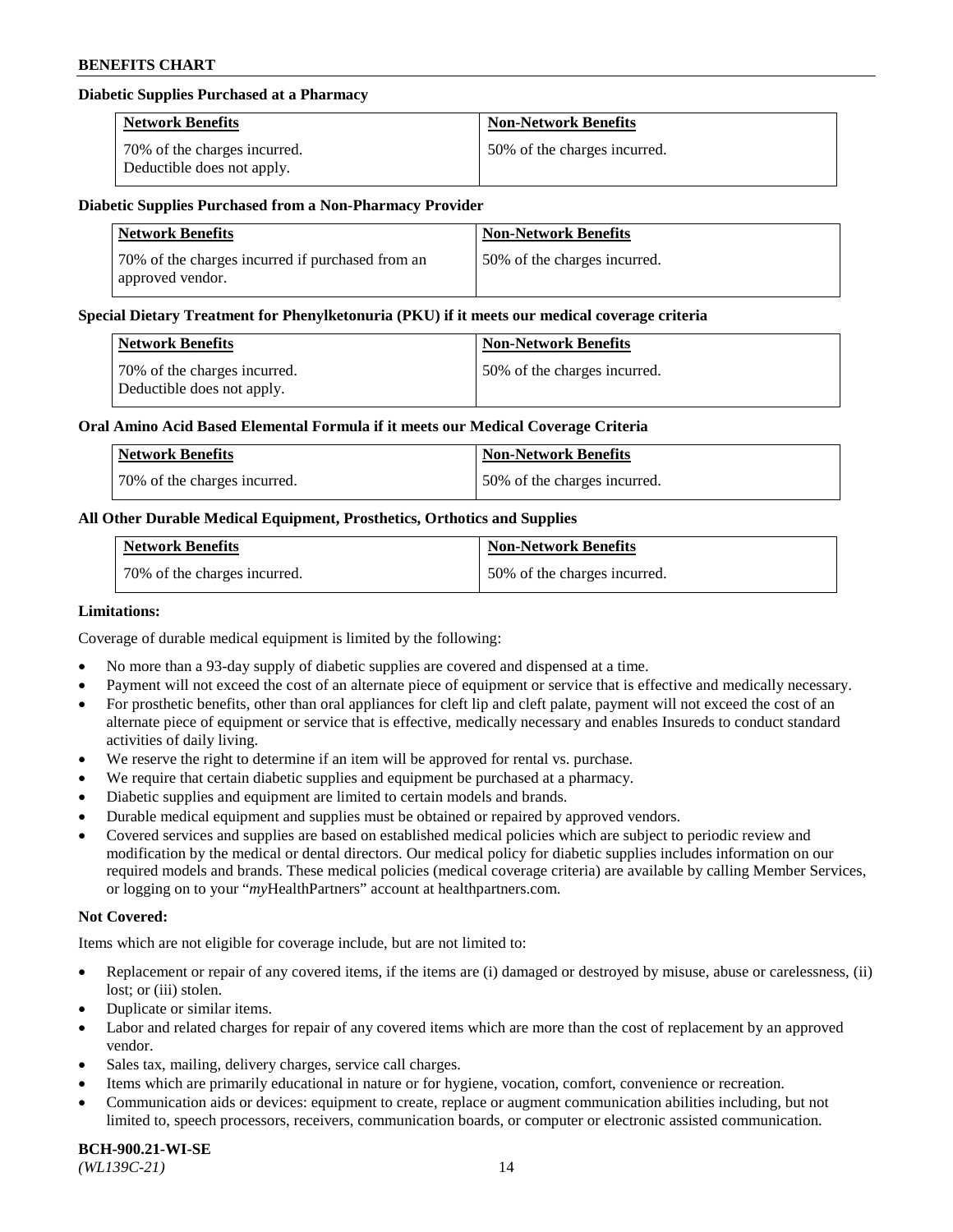**Diabetic Supplies Purchased at a Pharmacy**

| Network Benefits | Non-Network Benefits |
| --- | --- |
| 70% of the charges incurred. Deductible does not apply. | 50% of the charges incurred. |

**Diabetic Supplies Purchased from a Non-Pharmacy Provider**

| Network Benefits | Non-Network Benefits |
| --- | --- |
| 70% of the charges incurred if purchased from an approved vendor. | 50% of the charges incurred. |

**Special Dietary Treatment for Phenylketonuria (PKU) if it meets our medical coverage criteria**

| Network Benefits | Non-Network Benefits |
| --- | --- |
| 70% of the charges incurred. Deductible does not apply. | 50% of the charges incurred. |

**Oral Amino Acid Based Elemental Formula if it meets our Medical Coverage Criteria**

| Network Benefits | Non-Network Benefits |
| --- | --- |
| 70% of the charges incurred. | 50% of the charges incurred. |

**All Other Durable Medical Equipment, Prosthetics, Orthotics and Supplies**

| Network Benefits | Non-Network Benefits |
| --- | --- |
| 70% of the charges incurred. | 50% of the charges incurred. |

**Limitations:**

Coverage of durable medical equipment is limited by the following:

- No more than a 93-day supply of diabetic supplies are covered and dispensed at a time.
- Payment will not exceed the cost of an alternate piece of equipment or service that is effective and medically necessary.
- For prosthetic benefits, other than oral appliances for cleft lip and cleft palate, payment will not exceed the cost of an alternate piece of equipment or service that is effective, medically necessary and enables Insureds to conduct standard activities of daily living.
- We reserve the right to determine if an item will be approved for rental vs. purchase.
- We require that certain diabetic supplies and equipment be purchased at a pharmacy.
- Diabetic supplies and equipment are limited to certain models and brands.
- Durable medical equipment and supplies must be obtained or repaired by approved vendors.
- Covered services and supplies are based on established medical policies which are subject to periodic review and modification by the medical or dental directors. Our medical policy for diabetic supplies includes information on our required models and brands. These medical policies (medical coverage criteria) are available by calling Member Services, or logging on to your "*my*HealthPartners" account at healthpartners.com.

**Not Covered:**

Items which are not eligible for coverage include, but are not limited to:

- Replacement or repair of any covered items, if the items are (i) damaged or destroyed by misuse, abuse or carelessness, (ii) lost; or (iii) stolen.
- Duplicate or similar items.
- Labor and related charges for repair of any covered items which are more than the cost of replacement by an approved vendor.
- Sales tax, mailing, delivery charges, service call charges.
- Items which are primarily educational in nature or for hygiene, vocation, comfort, convenience or recreation.
- Communication aids or devices: equipment to create, replace or augment communication abilities including, but not limited to, speech processors, receivers, communication boards, or computer or electronic assisted communication.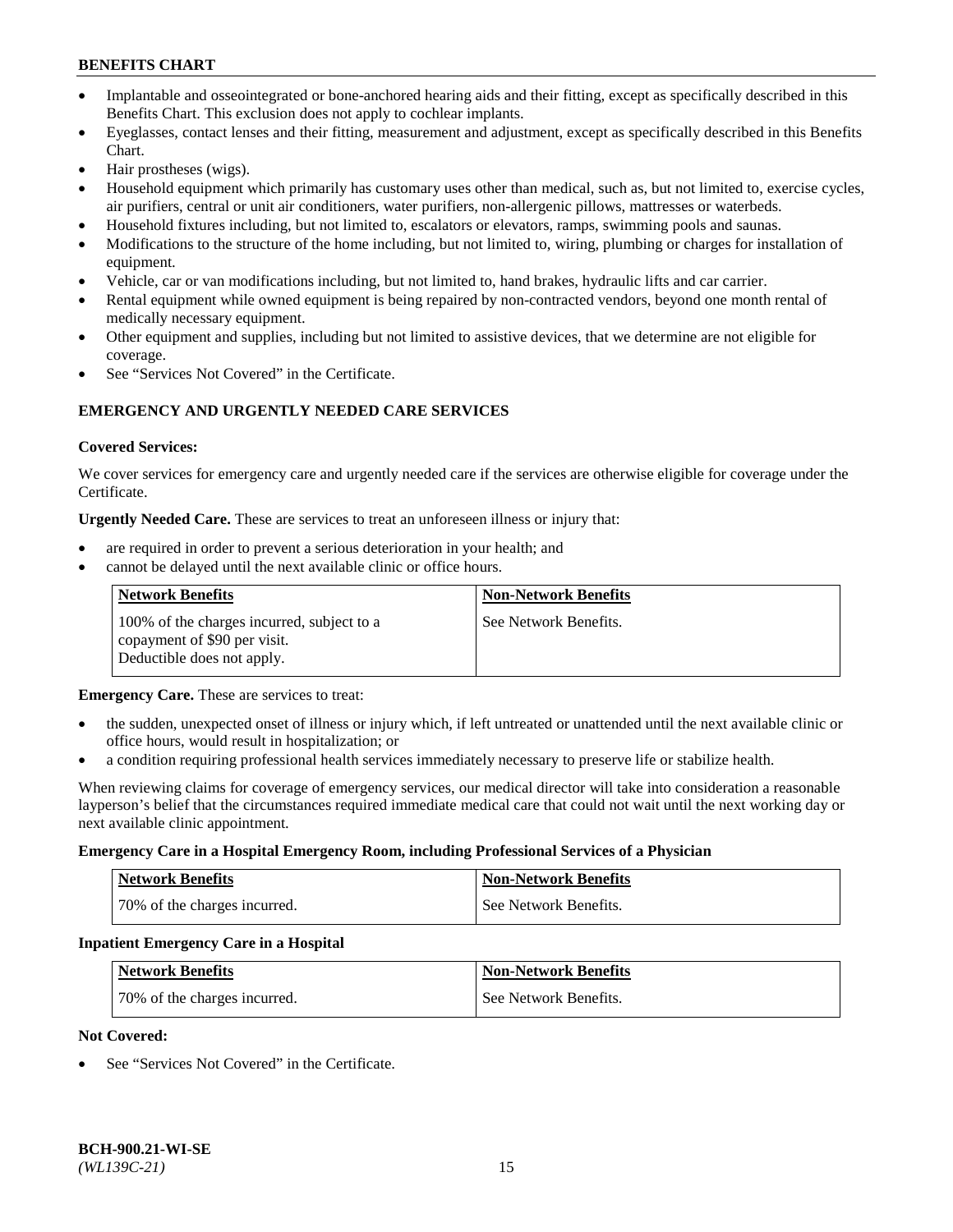- Implantable and osseointegrated or bone-anchored hearing aids and their fitting, except as specifically described in this Benefits Chart. This exclusion does not apply to cochlear implants.
- Eyeglasses, contact lenses and their fitting, measurement and adjustment, except as specifically described in this Benefits Chart.
- Hair prostheses (wigs).
- Household equipment which primarily has customary uses other than medical, such as, but not limited to, exercise cycles, air purifiers, central or unit air conditioners, water purifiers, non-allergenic pillows, mattresses or waterbeds.
- Household fixtures including, but not limited to, escalators or elevators, ramps, swimming pools and saunas.
- Modifications to the structure of the home including, but not limited to, wiring, plumbing or charges for installation of equipment.
- Vehicle, car or van modifications including, but not limited to, hand brakes, hydraulic lifts and car carrier.
- Rental equipment while owned equipment is being repaired by non-contracted vendors, beyond one month rental of medically necessary equipment.
- Other equipment and supplies, including but not limited to assistive devices, that we determine are not eligible for coverage.
- See "Services Not Covered" in the Certificate.

## EMERGENCY AND URGENTLY NEEDED CARE SERVICES

**Covered Services:**

We cover services for emergency care and urgently needed care if the services are otherwise eligible for coverage under the Certificate.

**Urgently Needed Care.** These are services to treat an unforeseen illness or injury that:

- are required in order to prevent a serious deterioration in your health; and
- cannot be delayed until the next available clinic or office hours.

| Network Benefits | Non-Network Benefits |
|---|---|
| 100% of the charges incurred, subject to a copayment of $90 per visit. Deductible does not apply. | See Network Benefits. |

**Emergency Care.** These are services to treat:

- the sudden, unexpected onset of illness or injury which, if left untreated or unattended until the next available clinic or office hours, would result in hospitalization; or
- a condition requiring professional health services immediately necessary to preserve life or stabilize health.

When reviewing claims for coverage of emergency services, our medical director will take into consideration a reasonable layperson's belief that the circumstances required immediate medical care that could not wait until the next working day or next available clinic appointment.

**Emergency Care in a Hospital Emergency Room, including Professional Services of a Physician**

| Network Benefits | Non-Network Benefits |
|---|---|
| 70% of the charges incurred. | See Network Benefits. |

**Inpatient Emergency Care in a Hospital**

| Network Benefits | Non-Network Benefits |
|---|---|
| 70% of the charges incurred. | See Network Benefits. |

**Not Covered:**

- See "Services Not Covered" in the Certificate.

**BCH-900.21-WI-SE**
*(WL139C-21)*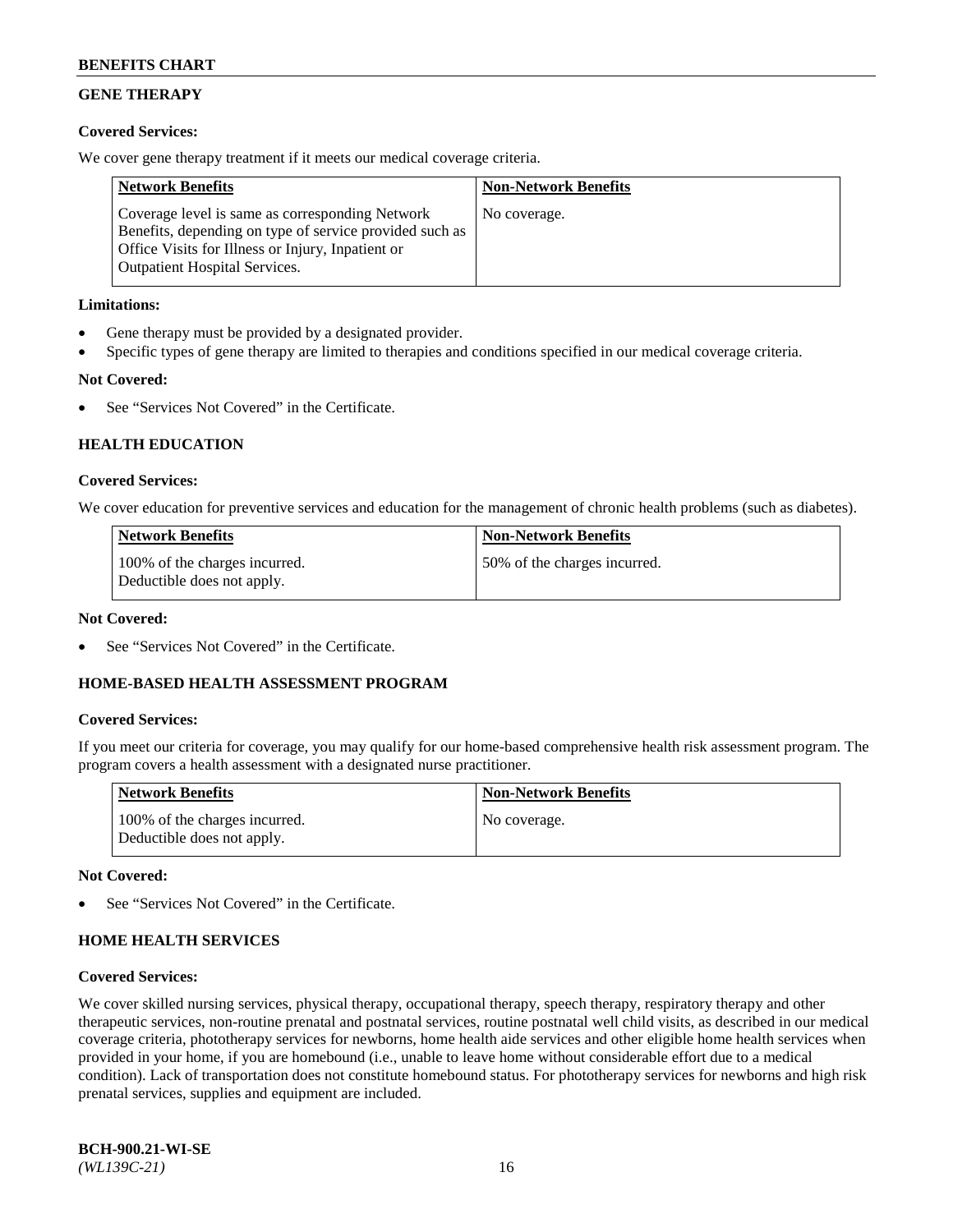## GENE THERAPY

### Covered Services:

We cover gene therapy treatment if it meets our medical coverage criteria.

| Network Benefits | Non-Network Benefits |
|---|---|
| Coverage level is same as corresponding Network Benefits, depending on type of service provided such as Office Visits for Illness or Injury, Inpatient or Outpatient Hospital Services. | No coverage. |

### Limitations:

- Gene therapy must be provided by a designated provider.
- Specific types of gene therapy are limited to therapies and conditions specified in our medical coverage criteria.

### Not Covered:

- See "Services Not Covered" in the Certificate.

## HEALTH EDUCATION

### Covered Services:

We cover education for preventive services and education for the management of chronic health problems (such as diabetes).

| Network Benefits | Non-Network Benefits |
|---|---|
| 100% of the charges incurred. Deductible does not apply. | 50% of the charges incurred. |

### Not Covered:

- See "Services Not Covered" in the Certificate.

## HOME-BASED HEALTH ASSESSMENT PROGRAM

### Covered Services:

If you meet our criteria for coverage, you may qualify for our home-based comprehensive health risk assessment program. The program covers a health assessment with a designated nurse practitioner.

| Network Benefits | Non-Network Benefits |
|---|---|
| 100% of the charges incurred. Deductible does not apply. | No coverage. |

### Not Covered:

- See "Services Not Covered" in the Certificate.

## HOME HEALTH SERVICES

### Covered Services:

We cover skilled nursing services, physical therapy, occupational therapy, speech therapy, respiratory therapy and other therapeutic services, non-routine prenatal and postnatal services, routine postnatal well child visits, as described in our medical coverage criteria, phototherapy services for newborns, home health aide services and other eligible home health services when provided in your home, if you are homebound (i.e., unable to leave home without considerable effort due to a medical condition). Lack of transportation does not constitute homebound status. For phototherapy services for newborns and high risk prenatal services, supplies and equipment are included.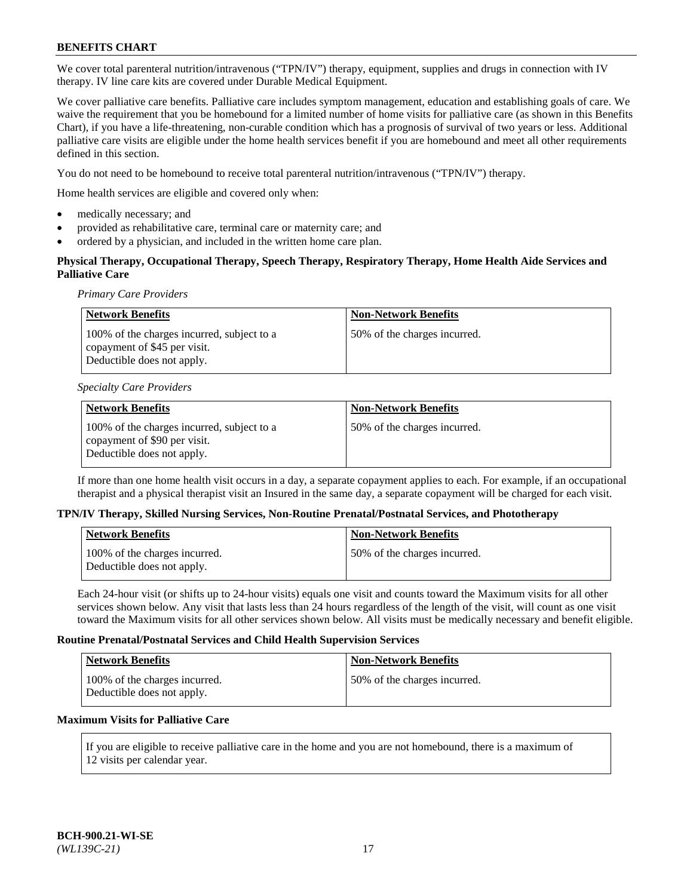We cover total parenteral nutrition/intravenous ("TPN/IV") therapy, equipment, supplies and drugs in connection with IV therapy. IV line care kits are covered under Durable Medical Equipment.

We cover palliative care benefits. Palliative care includes symptom management, education and establishing goals of care. We waive the requirement that you be homebound for a limited number of home visits for palliative care (as shown in this Benefits Chart), if you have a life-threatening, non-curable condition which has a prognosis of survival of two years or less. Additional palliative care visits are eligible under the home health services benefit if you are homebound and meet all other requirements defined in this section.

You do not need to be homebound to receive total parenteral nutrition/intravenous ("TPN/IV") therapy.

Home health services are eligible and covered only when:

- medically necessary; and
- provided as rehabilitative care, terminal care or maternity care; and
- ordered by a physician, and included in the written home care plan.

**Physical Therapy, Occupational Therapy, Speech Therapy, Respiratory Therapy, Home Health Aide Services and Palliative Care**

*Primary Care Providers*

| Network Benefits | Non-Network Benefits |
|---|---|
| 100% of the charges incurred, subject to a copayment of $45 per visit. Deductible does not apply. | 50% of the charges incurred. |

*Specialty Care Providers*

| Network Benefits | Non-Network Benefits |
|---|---|
| 100% of the charges incurred, subject to a copayment of $90 per visit. Deductible does not apply. | 50% of the charges incurred. |

If more than one home health visit occurs in a day, a separate copayment applies to each. For example, if an occupational therapist and a physical therapist visit an Insured in the same day, a separate copayment will be charged for each visit.

**TPN/IV Therapy, Skilled Nursing Services, Non-Routine Prenatal/Postnatal Services, and Phototherapy**

| Network Benefits | Non-Network Benefits |
|---|---|
| 100% of the charges incurred. Deductible does not apply. | 50% of the charges incurred. |

Each 24-hour visit (or shifts up to 24-hour visits) equals one visit and counts toward the Maximum visits for all other services shown below. Any visit that lasts less than 24 hours regardless of the length of the visit, will count as one visit toward the Maximum visits for all other services shown below. All visits must be medically necessary and benefit eligible.

**Routine Prenatal/Postnatal Services and Child Health Supervision Services**

| Network Benefits | Non-Network Benefits |
|---|---|
| 100% of the charges incurred. Deductible does not apply. | 50% of the charges incurred. |

**Maximum Visits for Palliative Care**

| If you are eligible to receive palliative care in the home and you are not homebound, there is a maximum of 12 visits per calendar year. |
|---|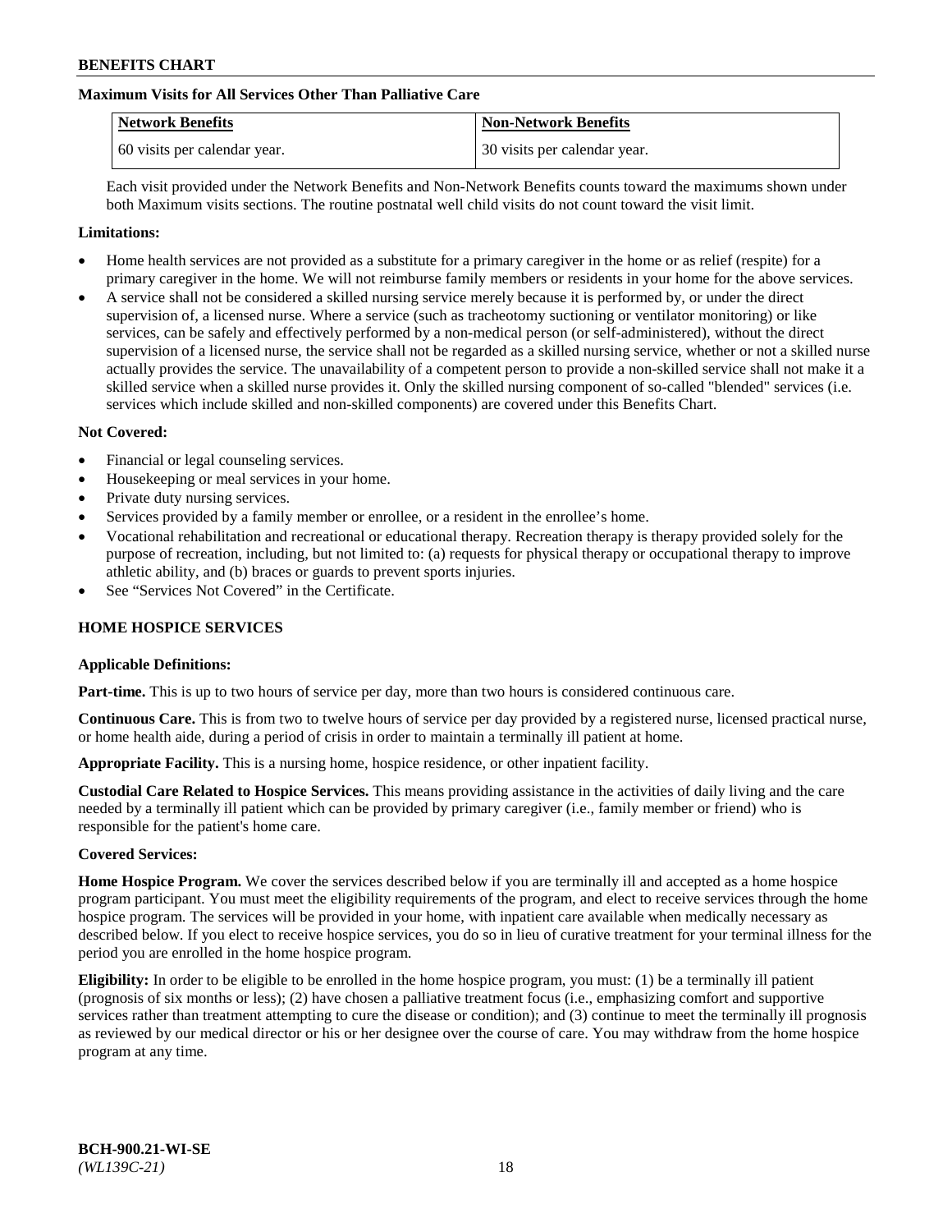**Maximum Visits for All Services Other Than Palliative Care**

| Network Benefits | Non-Network Benefits |
| --- | --- |
| 60 visits per calendar year. | 30 visits per calendar year. |

Each visit provided under the Network Benefits and Non-Network Benefits counts toward the maximums shown under both Maximum visits sections. The routine postnatal well child visits do not count toward the visit limit.

**Limitations:**

- Home health services are not provided as a substitute for a primary caregiver in the home or as relief (respite) for a primary caregiver in the home. We will not reimburse family members or residents in your home for the above services.
- A service shall not be considered a skilled nursing service merely because it is performed by, or under the direct supervision of, a licensed nurse. Where a service (such as tracheotomy suctioning or ventilator monitoring) or like services, can be safely and effectively performed by a non-medical person (or self-administered), without the direct supervision of a licensed nurse, the service shall not be regarded as a skilled nursing service, whether or not a skilled nurse actually provides the service. The unavailability of a competent person to provide a non-skilled service shall not make it a skilled service when a skilled nurse provides it. Only the skilled nursing component of so-called "blended" services (i.e. services which include skilled and non-skilled components) are covered under this Benefits Chart.

**Not Covered:**

- Financial or legal counseling services.
- Housekeeping or meal services in your home.
- Private duty nursing services.
- Services provided by a family member or enrollee, or a resident in the enrollee's home.
- Vocational rehabilitation and recreational or educational therapy. Recreation therapy is therapy provided solely for the purpose of recreation, including, but not limited to: (a) requests for physical therapy or occupational therapy to improve athletic ability, and (b) braces or guards to prevent sports injuries.
- See "Services Not Covered" in the Certificate.

## HOME HOSPICE SERVICES

**Applicable Definitions:**

**Part-time.** This is up to two hours of service per day, more than two hours is considered continuous care.

**Continuous Care.** This is from two to twelve hours of service per day provided by a registered nurse, licensed practical nurse, or home health aide, during a period of crisis in order to maintain a terminally ill patient at home.

**Appropriate Facility.** This is a nursing home, hospice residence, or other inpatient facility.

**Custodial Care Related to Hospice Services.** This means providing assistance in the activities of daily living and the care needed by a terminally ill patient which can be provided by primary caregiver (i.e., family member or friend) who is responsible for the patient's home care.

**Covered Services:**

**Home Hospice Program.** We cover the services described below if you are terminally ill and accepted as a home hospice program participant. You must meet the eligibility requirements of the program, and elect to receive services through the home hospice program. The services will be provided in your home, with inpatient care available when medically necessary as described below. If you elect to receive hospice services, you do so in lieu of curative treatment for your terminal illness for the period you are enrolled in the home hospice program.

**Eligibility:** In order to be eligible to be enrolled in the home hospice program, you must: (1) be a terminally ill patient (prognosis of six months or less); (2) have chosen a palliative treatment focus (i.e., emphasizing comfort and supportive services rather than treatment attempting to cure the disease or condition); and (3) continue to meet the terminally ill prognosis as reviewed by our medical director or his or her designee over the course of care. You may withdraw from the home hospice program at any time.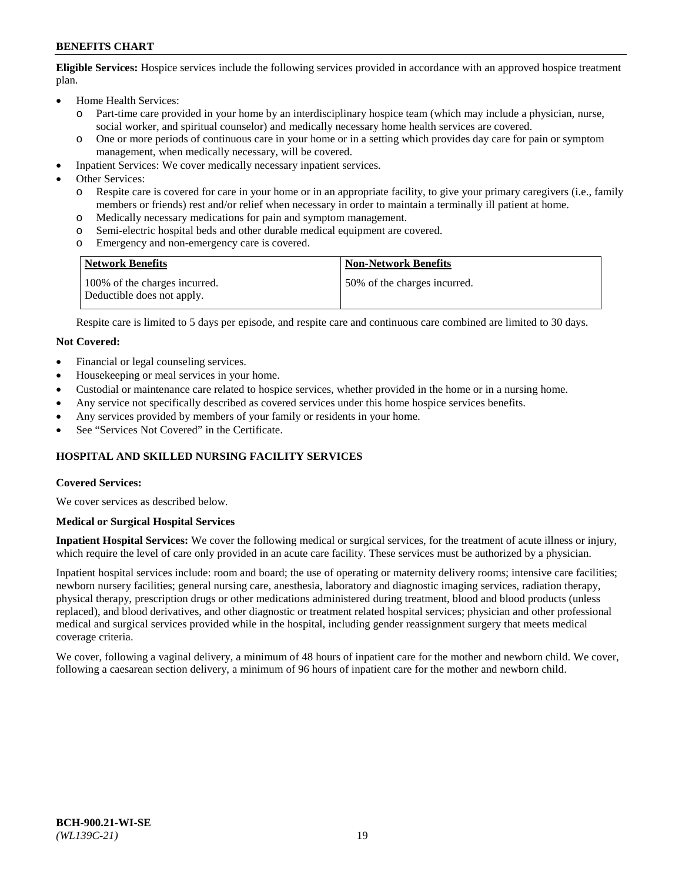**Eligible Services:** Hospice services include the following services provided in accordance with an approved hospice treatment plan.

- Home Health Services:
  - Part-time care provided in your home by an interdisciplinary hospice team (which may include a physician, nurse, social worker, and spiritual counselor) and medically necessary home health services are covered.
  - One or more periods of continuous care in your home or in a setting which provides day care for pain or symptom management, when medically necessary, will be covered.
- Inpatient Services: We cover medically necessary inpatient services.
- Other Services:
  - Respite care is covered for care in your home or in an appropriate facility, to give your primary caregivers (i.e., family members or friends) rest and/or relief when necessary in order to maintain a terminally ill patient at home.
  - Medically necessary medications for pain and symptom management.
  - Semi-electric hospital beds and other durable medical equipment are covered.
  - Emergency and non-emergency care is covered.

| Network Benefits | Non-Network Benefits |
| --- | --- |
| 100% of the charges incurred. Deductible does not apply. | 50% of the charges incurred. |

Respite care is limited to 5 days per episode, and respite care and continuous care combined are limited to 30 days.

**Not Covered:**

- Financial or legal counseling services.
- Housekeeping or meal services in your home.
- Custodial or maintenance care related to hospice services, whether provided in the home or in a nursing home.
- Any service not specifically described as covered services under this home hospice services benefits.
- Any services provided by members of your family or residents in your home.
- See "Services Not Covered" in the Certificate.

## HOSPITAL AND SKILLED NURSING FACILITY SERVICES

**Covered Services:**

We cover services as described below.

**Medical or Surgical Hospital Services**

**Inpatient Hospital Services:** We cover the following medical or surgical services, for the treatment of acute illness or injury, which require the level of care only provided in an acute care facility. These services must be authorized by a physician.

Inpatient hospital services include: room and board; the use of operating or maternity delivery rooms; intensive care facilities; newborn nursery facilities; general nursing care, anesthesia, laboratory and diagnostic imaging services, radiation therapy, physical therapy, prescription drugs or other medications administered during treatment, blood and blood products (unless replaced), and blood derivatives, and other diagnostic or treatment related hospital services; physician and other professional medical and surgical services provided while in the hospital, including gender reassignment surgery that meets medical coverage criteria.

We cover, following a vaginal delivery, a minimum of 48 hours of inpatient care for the mother and newborn child. We cover, following a caesarean section delivery, a minimum of 96 hours of inpatient care for the mother and newborn child.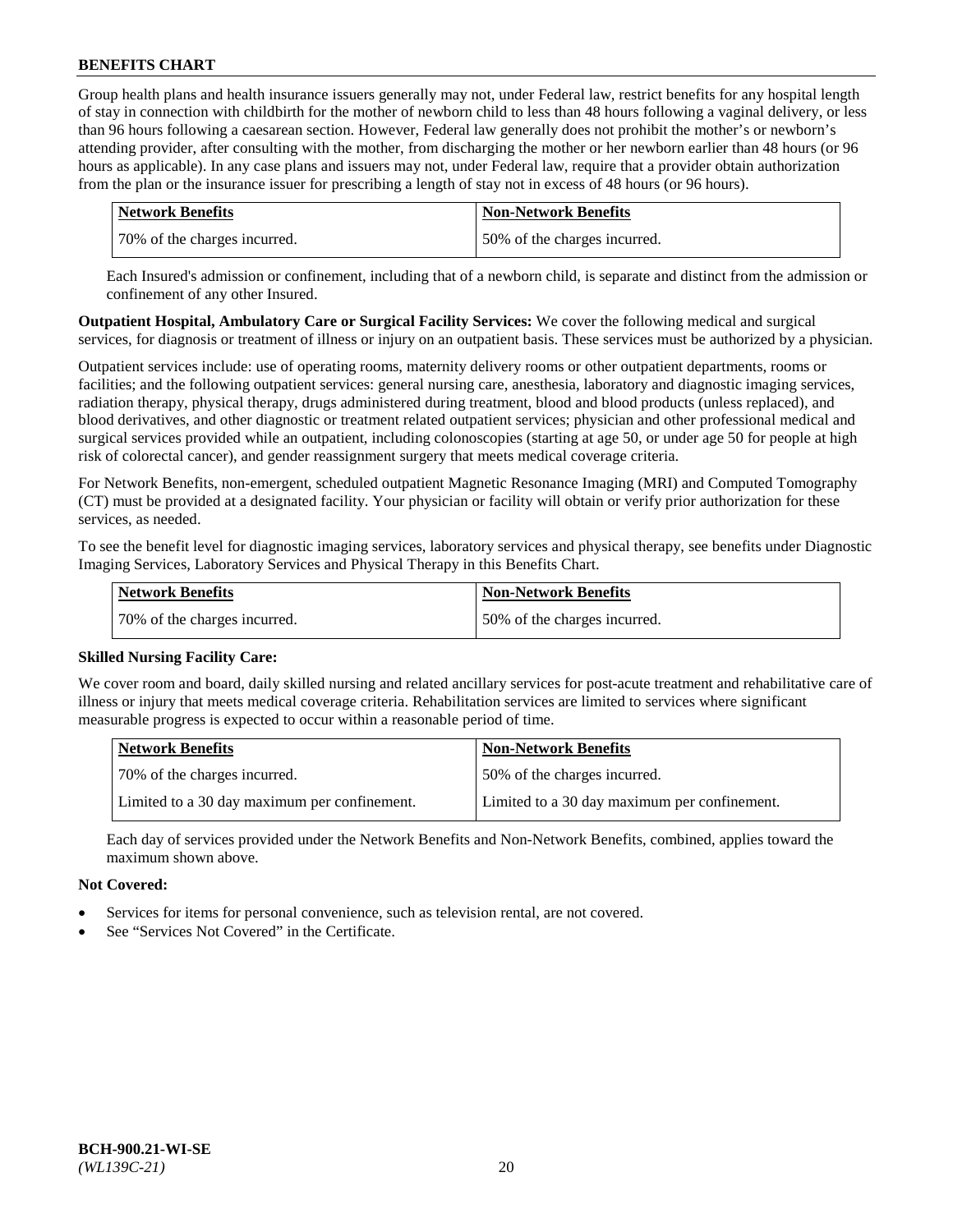Group health plans and health insurance issuers generally may not, under Federal law, restrict benefits for any hospital length of stay in connection with childbirth for the mother of newborn child to less than 48 hours following a vaginal delivery, or less than 96 hours following a caesarean section. However, Federal law generally does not prohibit the mother's or newborn's attending provider, after consulting with the mother, from discharging the mother or her newborn earlier than 48 hours (or 96 hours as applicable). In any case plans and issuers may not, under Federal law, require that a provider obtain authorization from the plan or the insurance issuer for prescribing a length of stay not in excess of 48 hours (or 96 hours).

| Network Benefits | Non-Network Benefits |
|---|---|
| 70% of the charges incurred. | 50% of the charges incurred. |

Each Insured's admission or confinement, including that of a newborn child, is separate and distinct from the admission or confinement of any other Insured.

**Outpatient Hospital, Ambulatory Care or Surgical Facility Services:** We cover the following medical and surgical services, for diagnosis or treatment of illness or injury on an outpatient basis. These services must be authorized by a physician.

Outpatient services include: use of operating rooms, maternity delivery rooms or other outpatient departments, rooms or facilities; and the following outpatient services: general nursing care, anesthesia, laboratory and diagnostic imaging services, radiation therapy, physical therapy, drugs administered during treatment, blood and blood products (unless replaced), and blood derivatives, and other diagnostic or treatment related outpatient services; physician and other professional medical and surgical services provided while an outpatient, including colonoscopies (starting at age 50, or under age 50 for people at high risk of colorectal cancer), and gender reassignment surgery that meets medical coverage criteria.

For Network Benefits, non-emergent, scheduled outpatient Magnetic Resonance Imaging (MRI) and Computed Tomography (CT) must be provided at a designated facility. Your physician or facility will obtain or verify prior authorization for these services, as needed.

To see the benefit level for diagnostic imaging services, laboratory services and physical therapy, see benefits under Diagnostic Imaging Services, Laboratory Services and Physical Therapy in this Benefits Chart.

| Network Benefits | Non-Network Benefits |
|---|---|
| 70% of the charges incurred. | 50% of the charges incurred. |

**Skilled Nursing Facility Care:**

We cover room and board, daily skilled nursing and related ancillary services for post-acute treatment and rehabilitative care of illness or injury that meets medical coverage criteria. Rehabilitation services are limited to services where significant measurable progress is expected to occur within a reasonable period of time.

| Network Benefits | Non-Network Benefits |
|---|---|
| 70% of the charges incurred. | 50% of the charges incurred. |
| Limited to a 30 day maximum per confinement. | Limited to a 30 day maximum per confinement. |

Each day of services provided under the Network Benefits and Non-Network Benefits, combined, applies toward the maximum shown above.

**Not Covered:**

- Services for items for personal convenience, such as television rental, are not covered.
- See "Services Not Covered" in the Certificate.

BCH-900.21-WI-SE
*(WL139C-21)*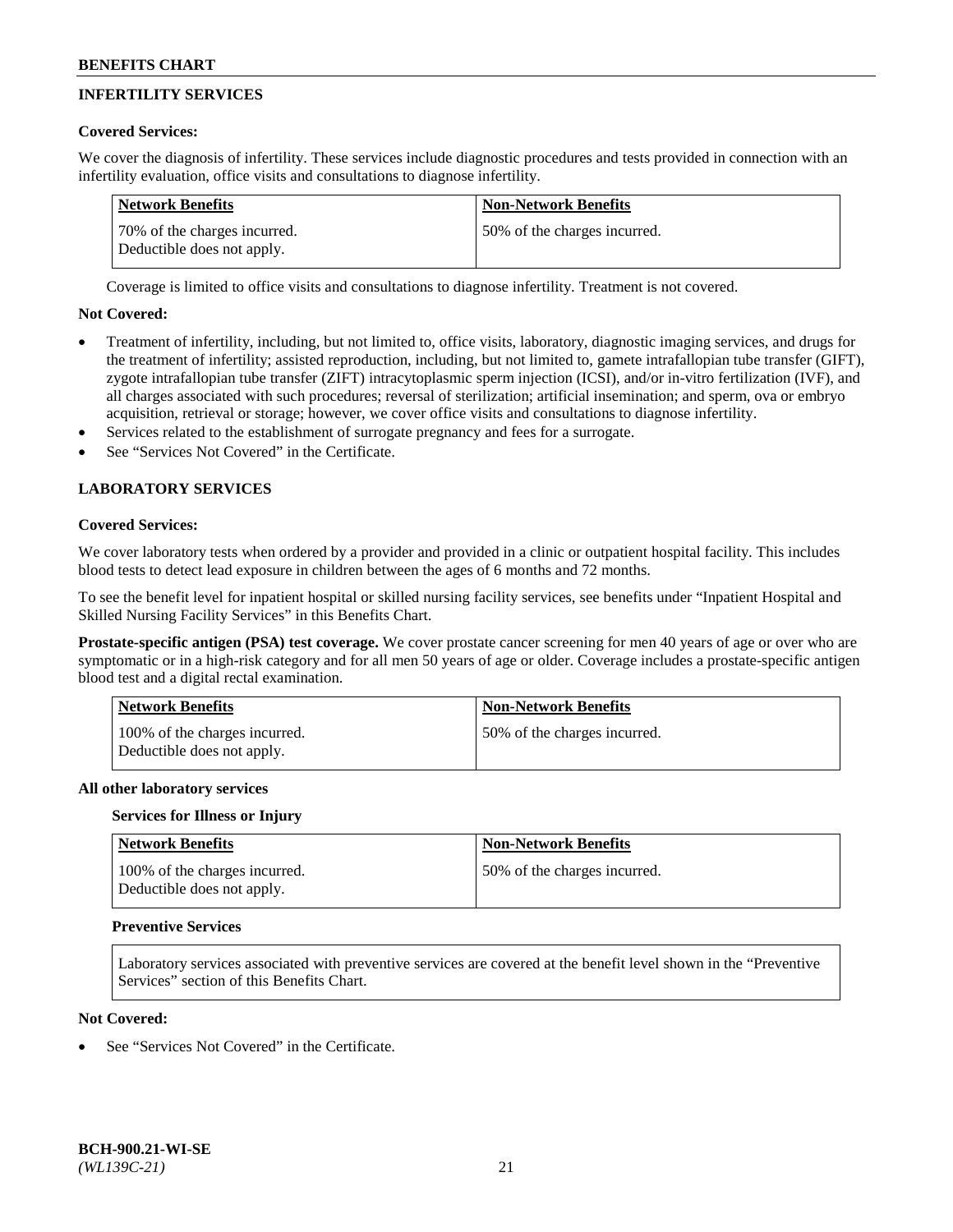## INFERTILITY SERVICES

### Covered Services:

We cover the diagnosis of infertility. These services include diagnostic procedures and tests provided in connection with an infertility evaluation, office visits and consultations to diagnose infertility.

| Network Benefits | Non-Network Benefits |
| --- | --- |
| 70% of the charges incurred. Deductible does not apply. | 50% of the charges incurred. |

Coverage is limited to office visits and consultations to diagnose infertility. Treatment is not covered.

### Not Covered:

- Treatment of infertility, including, but not limited to, office visits, laboratory, diagnostic imaging services, and drugs for the treatment of infertility; assisted reproduction, including, but not limited to, gamete intrafallopian tube transfer (GIFT), zygote intrafallopian tube transfer (ZIFT) intracytoplasmic sperm injection (ICSI), and/or in-vitro fertilization (IVF), and all charges associated with such procedures; reversal of sterilization; artificial insemination; and sperm, ova or embryo acquisition, retrieval or storage; however, we cover office visits and consultations to diagnose infertility.
- Services related to the establishment of surrogate pregnancy and fees for a surrogate.
- See "Services Not Covered" in the Certificate.

## LABORATORY SERVICES

### Covered Services:

We cover laboratory tests when ordered by a provider and provided in a clinic or outpatient hospital facility. This includes blood tests to detect lead exposure in children between the ages of 6 months and 72 months.

To see the benefit level for inpatient hospital or skilled nursing facility services, see benefits under "Inpatient Hospital and Skilled Nursing Facility Services" in this Benefits Chart.

**Prostate-specific antigen (PSA) test coverage.** We cover prostate cancer screening for men 40 years of age or over who are symptomatic or in a high-risk category and for all men 50 years of age or older. Coverage includes a prostate-specific antigen blood test and a digital rectal examination.

| Network Benefits | Non-Network Benefits |
| --- | --- |
| 100% of the charges incurred. Deductible does not apply. | 50% of the charges incurred. |

### All other laboratory services

#### Services for Illness or Injury

| Network Benefits | Non-Network Benefits |
| --- | --- |
| 100% of the charges incurred. Deductible does not apply. | 50% of the charges incurred. |

#### Preventive Services

Laboratory services associated with preventive services are covered at the benefit level shown in the "Preventive Services" section of this Benefits Chart.

### Not Covered:

- See "Services Not Covered" in the Certificate.

BCH-900.21-WI-SE
*(WL139C-21)*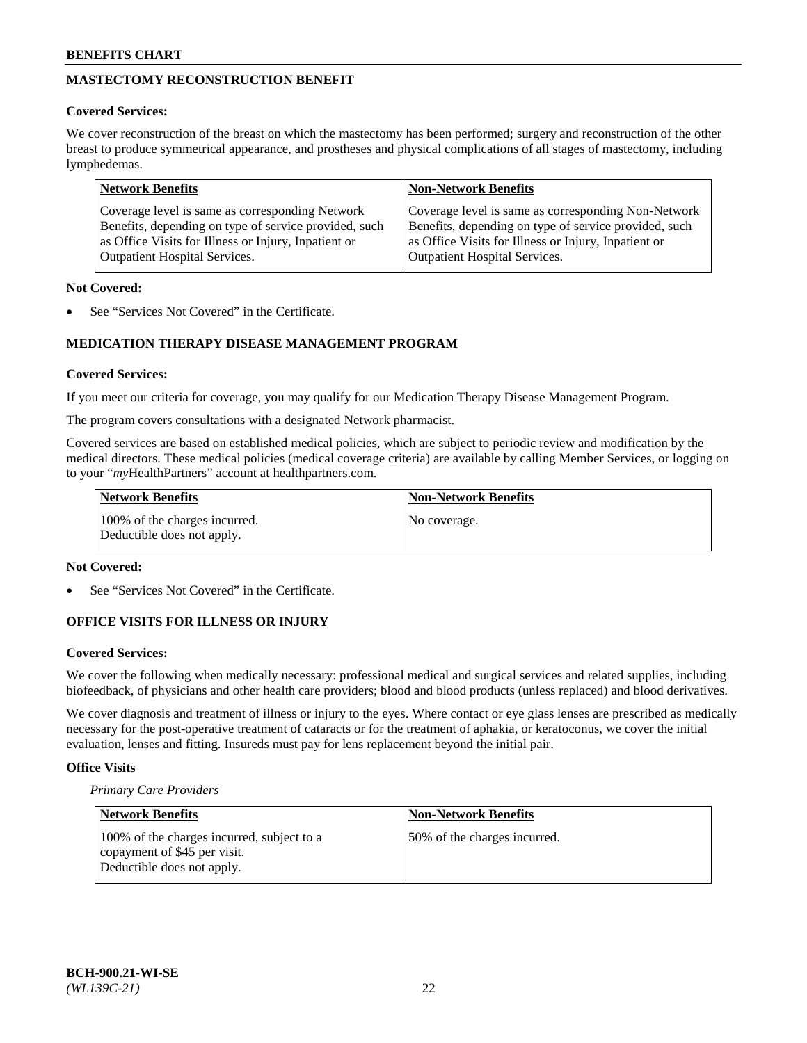## MASTECTOMY RECONSTRUCTION BENEFIT

**Covered Services:**

We cover reconstruction of the breast on which the mastectomy has been performed; surgery and reconstruction of the other breast to produce symmetrical appearance, and prostheses and physical complications of all stages of mastectomy, including lymphedemas.

| Network Benefits | Non-Network Benefits |
|---|---|
| Coverage level is same as corresponding Network Benefits, depending on type of service provided, such as Office Visits for Illness or Injury, Inpatient or Outpatient Hospital Services. | Coverage level is same as corresponding Non-Network Benefits, depending on type of service provided, such as Office Visits for Illness or Injury, Inpatient or Outpatient Hospital Services. |

**Not Covered:**

- See "Services Not Covered" in the Certificate.

## MEDICATION THERAPY DISEASE MANAGEMENT PROGRAM

**Covered Services:**

If you meet our criteria for coverage, you may qualify for our Medication Therapy Disease Management Program.

The program covers consultations with a designated Network pharmacist.

Covered services are based on established medical policies, which are subject to periodic review and modification by the medical directors. These medical policies (medical coverage criteria) are available by calling Member Services, or logging on to your "*my*HealthPartners" account at healthpartners.com.

| Network Benefits | Non-Network Benefits |
|---|---|
| 100% of the charges incurred. Deductible does not apply. | No coverage. |

**Not Covered:**

- See "Services Not Covered" in the Certificate.

## OFFICE VISITS FOR ILLNESS OR INJURY

**Covered Services:**

We cover the following when medically necessary: professional medical and surgical services and related supplies, including biofeedback, of physicians and other health care providers; blood and blood products (unless replaced) and blood derivatives.

We cover diagnosis and treatment of illness or injury to the eyes. Where contact or eye glass lenses are prescribed as medically necessary for the post-operative treatment of cataracts or for the treatment of aphakia, or keratoconus, we cover the initial evaluation, lenses and fitting. Insureds must pay for lens replacement beyond the initial pair.

**Office Visits**

*Primary Care Providers*

| Network Benefits | Non-Network Benefits |
|---|---|
| 100% of the charges incurred, subject to a copayment of $45 per visit. Deductible does not apply. | 50% of the charges incurred. |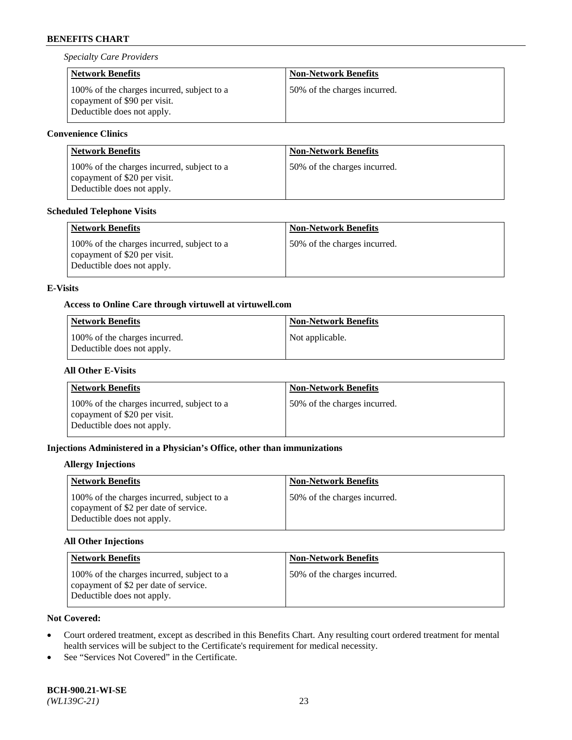*Specialty Care Providers*

| Network Benefits | Non-Network Benefits |
|---|---|
| 100% of the charges incurred, subject to a copayment of $90 per visit. Deductible does not apply. | 50% of the charges incurred. |

**Convenience Clinics**

| Network Benefits | Non-Network Benefits |
|---|---|
| 100% of the charges incurred, subject to a copayment of $20 per visit. Deductible does not apply. | 50% of the charges incurred. |

**Scheduled Telephone Visits**

| Network Benefits | Non-Network Benefits |
|---|---|
| 100% of the charges incurred, subject to a copayment of $20 per visit. Deductible does not apply. | 50% of the charges incurred. |

**E-Visits**

**Access to Online Care through virtuwell at virtuwell.com**

| Network Benefits | Non-Network Benefits |
|---|---|
| 100% of the charges incurred. Deductible does not apply. | Not applicable. |

**All Other E-Visits**

| Network Benefits | Non-Network Benefits |
|---|---|
| 100% of the charges incurred, subject to a copayment of $20 per visit. Deductible does not apply. | 50% of the charges incurred. |

**Injections Administered in a Physician's Office, other than immunizations**

**Allergy Injections**

| Network Benefits | Non-Network Benefits |
|---|---|
| 100% of the charges incurred, subject to a copayment of $2 per date of service. Deductible does not apply. | 50% of the charges incurred. |

**All Other Injections**

| Network Benefits | Non-Network Benefits |
|---|---|
| 100% of the charges incurred, subject to a copayment of $2 per date of service. Deductible does not apply. | 50% of the charges incurred. |

**Not Covered:**

- Court ordered treatment, except as described in this Benefits Chart. Any resulting court ordered treatment for mental health services will be subject to the Certificate's requirement for medical necessity.
- See "Services Not Covered" in the Certificate.

**BCH-900.21-WI-SE**
*(WL139C-21)*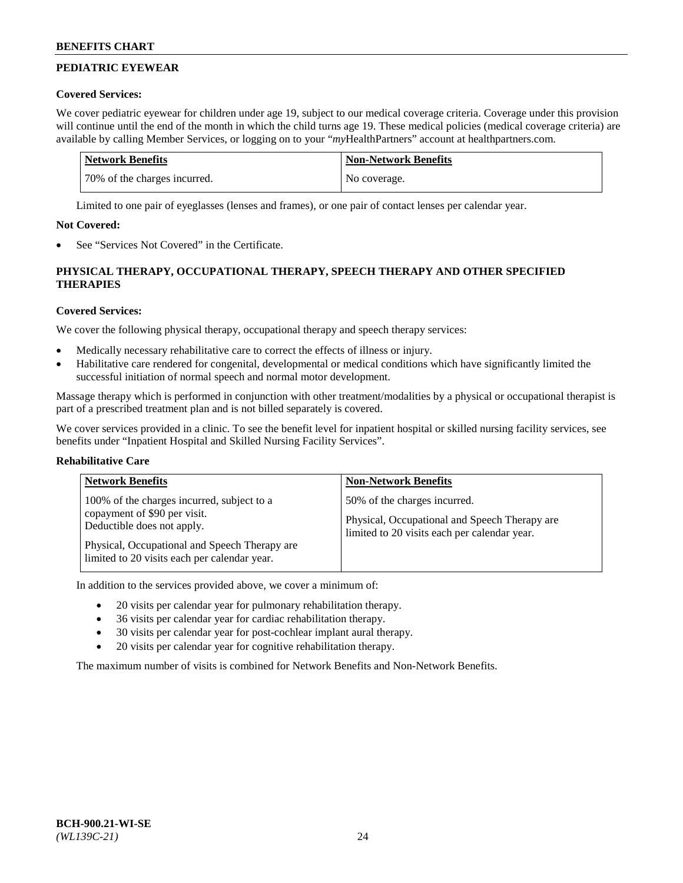## PEDIATRIC EYEWEAR

**Covered Services:**

We cover pediatric eyewear for children under age 19, subject to our medical coverage criteria. Coverage under this provision will continue until the end of the month in which the child turns age 19. These medical policies (medical coverage criteria) are available by calling Member Services, or logging on to your "*my*HealthPartners" account at healthpartners.com.

| Network Benefits | Non-Network Benefits |
| --- | --- |
| 70% of the charges incurred. | No coverage. |

Limited to one pair of eyeglasses (lenses and frames), or one pair of contact lenses per calendar year.

**Not Covered:**

- See "Services Not Covered" in the Certificate.

## PHYSICAL THERAPY, OCCUPATIONAL THERAPY, SPEECH THERAPY AND OTHER SPECIFIED THERAPIES

**Covered Services:**

We cover the following physical therapy, occupational therapy and speech therapy services:

- Medically necessary rehabilitative care to correct the effects of illness or injury.
- Habilitative care rendered for congenital, developmental or medical conditions which have significantly limited the successful initiation of normal speech and normal motor development.

Massage therapy which is performed in conjunction with other treatment/modalities by a physical or occupational therapist is part of a prescribed treatment plan and is not billed separately is covered.

We cover services provided in a clinic. To see the benefit level for inpatient hospital or skilled nursing facility services, see benefits under "Inpatient Hospital and Skilled Nursing Facility Services".

**Rehabilitative Care**

| Network Benefits | Non-Network Benefits |
| --- | --- |
| 100% of the charges incurred, subject to a copayment of $90 per visit. Deductible does not apply.<br><br>Physical, Occupational and Speech Therapy are limited to 20 visits each per calendar year. | 50% of the charges incurred.<br><br>Physical, Occupational and Speech Therapy are limited to 20 visits each per calendar year. |

In addition to the services provided above, we cover a minimum of:

- 20 visits per calendar year for pulmonary rehabilitation therapy.
- 36 visits per calendar year for cardiac rehabilitation therapy.
- 30 visits per calendar year for post-cochlear implant aural therapy.
- 20 visits per calendar year for cognitive rehabilitation therapy.

The maximum number of visits is combined for Network Benefits and Non-Network Benefits.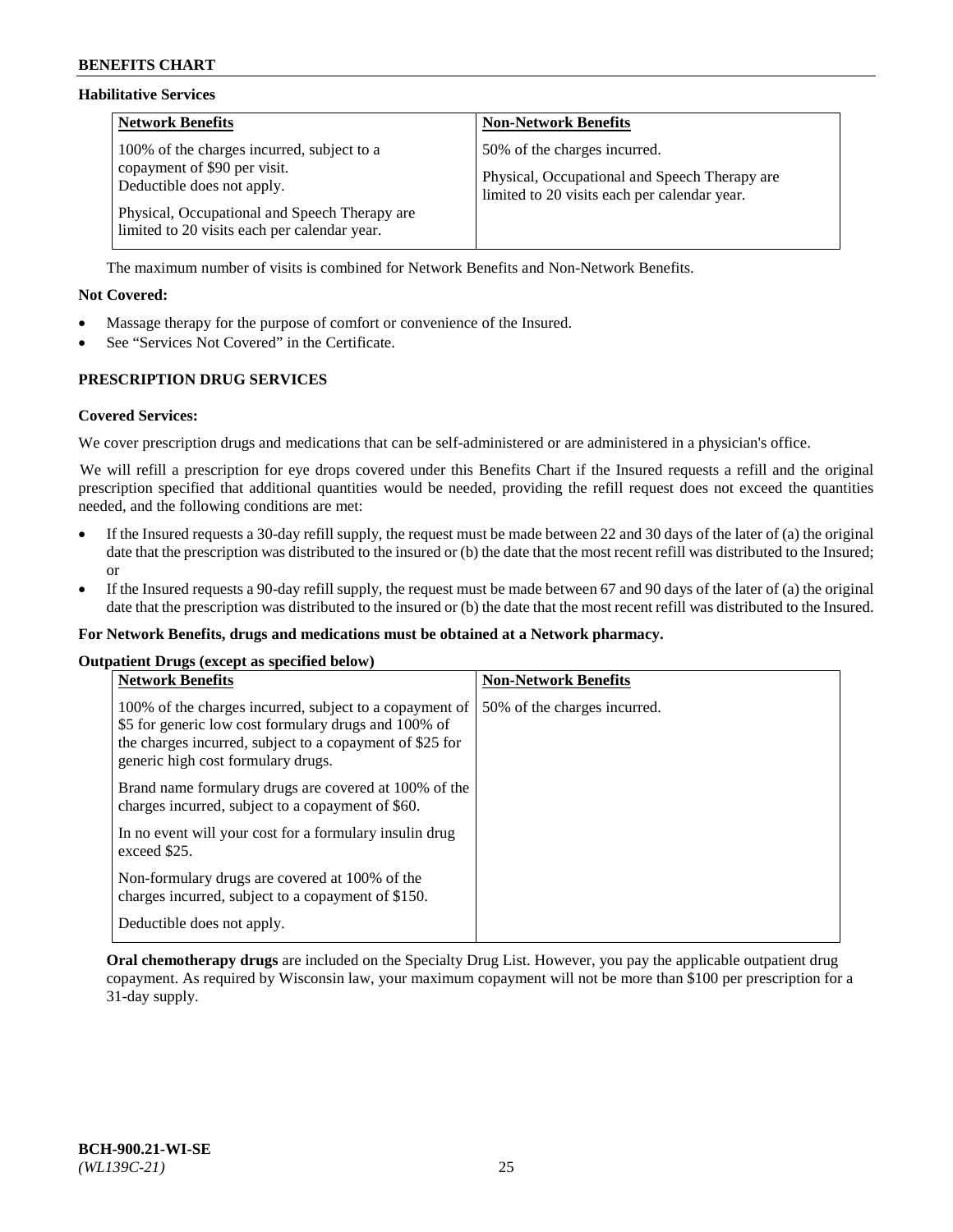### Habilitative Services

| Network Benefits | Non-Network Benefits |
|---|---|
| 100% of the charges incurred, subject to a copayment of $90 per visit. Deductible does not apply.<br><br>Physical, Occupational and Speech Therapy are limited to 20 visits each per calendar year. | 50% of the charges incurred.<br><br>Physical, Occupational and Speech Therapy are limited to 20 visits each per calendar year. |

The maximum number of visits is combined for Network Benefits and Non-Network Benefits.

**Not Covered:**

- Massage therapy for the purpose of comfort or convenience of the Insured.
- See "Services Not Covered" in the Certificate.

## PRESCRIPTION DRUG SERVICES

**Covered Services:**

We cover prescription drugs and medications that can be self-administered or are administered in a physician's office.

We will refill a prescription for eye drops covered under this Benefits Chart if the Insured requests a refill and the original prescription specified that additional quantities would be needed, providing the refill request does not exceed the quantities needed, and the following conditions are met:

- If the Insured requests a 30-day refill supply, the request must be made between 22 and 30 days of the later of (a) the original date that the prescription was distributed to the insured or (b) the date that the most recent refill was distributed to the Insured; or
- If the Insured requests a 90-day refill supply, the request must be made between 67 and 90 days of the later of (a) the original date that the prescription was distributed to the insured or (b) the date that the most recent refill was distributed to the Insured.

**For Network Benefits, drugs and medications must be obtained at a Network pharmacy.**

**Outpatient Drugs (except as specified below)**

| Network Benefits | Non-Network Benefits |
|---|---|
| 100% of the charges incurred, subject to a copayment of $5 for generic low cost formulary drugs and 100% of the charges incurred, subject to a copayment of $25 for generic high cost formulary drugs.<br><br>Brand name formulary drugs are covered at 100% of the charges incurred, subject to a copayment of $60.<br><br>In no event will your cost for a formulary insulin drug exceed $25.<br><br>Non-formulary drugs are covered at 100% of the charges incurred, subject to a copayment of $150.<br><br>Deductible does not apply. | 50% of the charges incurred. |

**Oral chemotherapy drugs** are included on the Specialty Drug List. However, you pay the applicable outpatient drug copayment. As required by Wisconsin law, your maximum copayment will not be more than $100 per prescription for a 31-day supply.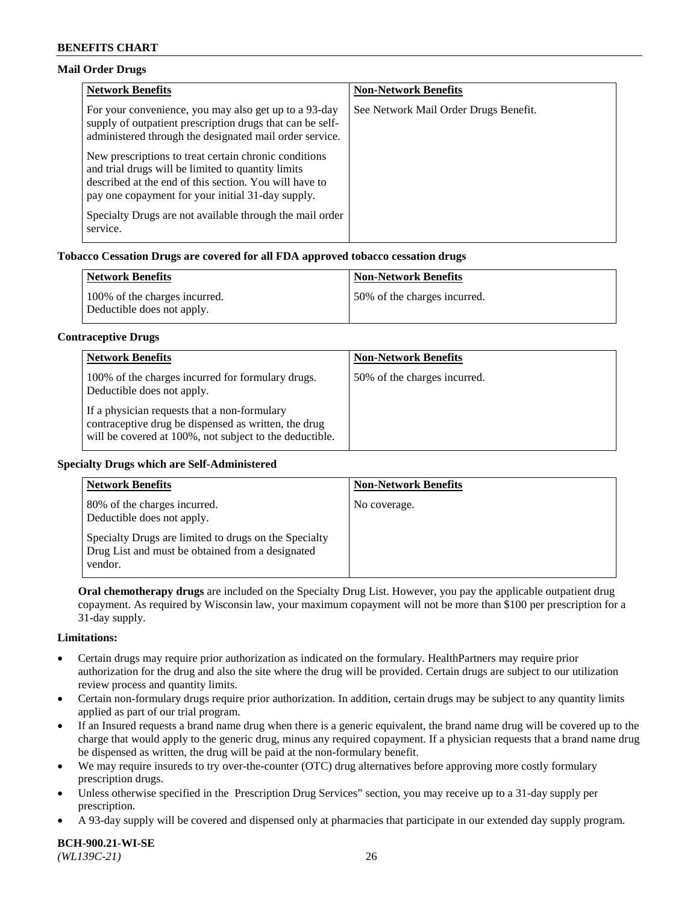**Mail Order Drugs**

| Network Benefits | Non-Network Benefits |
| --- | --- |
| For your convenience, you may also get up to a 93-day supply of outpatient prescription drugs that can be self-administered through the designated mail order service.<br><br>New prescriptions to treat certain chronic conditions and trial drugs will be limited to quantity limits described at the end of this section. You will have to pay one copayment for your initial 31-day supply.<br><br>Specialty Drugs are not available through the mail order service. | See Network Mail Order Drugs Benefit. |

**Tobacco Cessation Drugs are covered for all FDA approved tobacco cessation drugs**

| Network Benefits | Non-Network Benefits |
| --- | --- |
| 100% of the charges incurred.<br>Deductible does not apply. | 50% of the charges incurred. |

**Contraceptive Drugs**

| Network Benefits | Non-Network Benefits |
| --- | --- |
| 100% of the charges incurred for formulary drugs.<br>Deductible does not apply.<br><br>If a physician requests that a non-formulary contraceptive drug be dispensed as written, the drug will be covered at 100%, not subject to the deductible. | 50% of the charges incurred. |

**Specialty Drugs which are Self-Administered**

| Network Benefits | Non-Network Benefits |
| --- | --- |
| 80% of the charges incurred.<br>Deductible does not apply.<br><br>Specialty Drugs are limited to drugs on the Specialty Drug List and must be obtained from a designated vendor. | No coverage. |

**Oral chemotherapy drugs** are included on the Specialty Drug List. However, you pay the applicable outpatient drug copayment. As required by Wisconsin law, your maximum copayment will not be more than $100 per prescription for a 31-day supply.

**Limitations:**

- Certain drugs may require prior authorization as indicated on the formulary. HealthPartners may require prior authorization for the drug and also the site where the drug will be provided. Certain drugs are subject to our utilization review process and quantity limits.
- Certain non-formulary drugs require prior authorization. In addition, certain drugs may be subject to any quantity limits applied as part of our trial program.
- If an Insured requests a brand name drug when there is a generic equivalent, the brand name drug will be covered up to the charge that would apply to the generic drug, minus any required copayment. If a physician requests that a brand name drug be dispensed as written, the drug will be paid at the non-formulary benefit.
- We may require insureds to try over-the-counter (OTC) drug alternatives before approving more costly formulary prescription drugs.
- Unless otherwise specified in the Prescription Drug Services" section, you may receive up to a 31-day supply per prescription.
- A 93-day supply will be covered and dispensed only at pharmacies that participate in our extended day supply program.

**BCH-900.21-WI-SE**
*(WL139C-21)*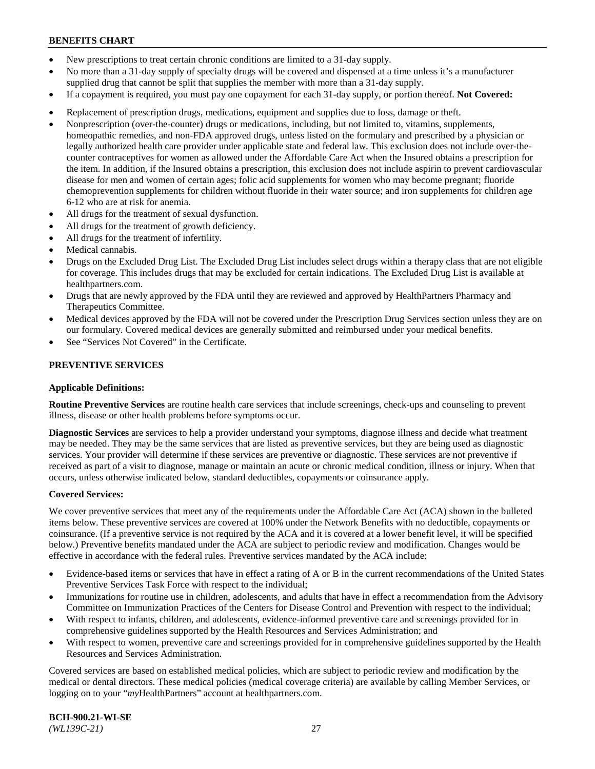- New prescriptions to treat certain chronic conditions are limited to a 31-day supply.
- No more than a 31-day supply of specialty drugs will be covered and dispensed at a time unless it's a manufacturer supplied drug that cannot be split that supplies the member with more than a 31-day supply.
- If a copayment is required, you must pay one copayment for each 31-day supply, or portion thereof. **Not Covered:**
- Replacement of prescription drugs, medications, equipment and supplies due to loss, damage or theft.
- Nonprescription (over-the-counter) drugs or medications, including, but not limited to, vitamins, supplements, homeopathic remedies, and non-FDA approved drugs, unless listed on the formulary and prescribed by a physician or legally authorized health care provider under applicable state and federal law. This exclusion does not include over-the-counter contraceptives for women as allowed under the Affordable Care Act when the Insured obtains a prescription for the item. In addition, if the Insured obtains a prescription, this exclusion does not include aspirin to prevent cardiovascular disease for men and women of certain ages; folic acid supplements for women who may become pregnant; fluoride chemoprevention supplements for children without fluoride in their water source; and iron supplements for children age 6-12 who are at risk for anemia.
- All drugs for the treatment of sexual dysfunction.
- All drugs for the treatment of growth deficiency.
- All drugs for the treatment of infertility.
- Medical cannabis.
- Drugs on the Excluded Drug List. The Excluded Drug List includes select drugs within a therapy class that are not eligible for coverage. This includes drugs that may be excluded for certain indications. The Excluded Drug List is available at healthpartners.com.
- Drugs that are newly approved by the FDA until they are reviewed and approved by HealthPartners Pharmacy and Therapeutics Committee.
- Medical devices approved by the FDA will not be covered under the Prescription Drug Services section unless they are on our formulary. Covered medical devices are generally submitted and reimbursed under your medical benefits.
- See "Services Not Covered" in the Certificate.

## PREVENTIVE SERVICES

**Applicable Definitions:**

**Routine Preventive Services** are routine health care services that include screenings, check-ups and counseling to prevent illness, disease or other health problems before symptoms occur.

**Diagnostic Services** are services to help a provider understand your symptoms, diagnose illness and decide what treatment may be needed. They may be the same services that are listed as preventive services, but they are being used as diagnostic services. Your provider will determine if these services are preventive or diagnostic. These services are not preventive if received as part of a visit to diagnose, manage or maintain an acute or chronic medical condition, illness or injury. When that occurs, unless otherwise indicated below, standard deductibles, copayments or coinsurance apply.

**Covered Services:**

We cover preventive services that meet any of the requirements under the Affordable Care Act (ACA) shown in the bulleted items below. These preventive services are covered at 100% under the Network Benefits with no deductible, copayments or coinsurance. (If a preventive service is not required by the ACA and it is covered at a lower benefit level, it will be specified below.) Preventive benefits mandated under the ACA are subject to periodic review and modification. Changes would be effective in accordance with the federal rules. Preventive services mandated by the ACA include:

- Evidence-based items or services that have in effect a rating of A or B in the current recommendations of the United States Preventive Services Task Force with respect to the individual;
- Immunizations for routine use in children, adolescents, and adults that have in effect a recommendation from the Advisory Committee on Immunization Practices of the Centers for Disease Control and Prevention with respect to the individual;
- With respect to infants, children, and adolescents, evidence-informed preventive care and screenings provided for in comprehensive guidelines supported by the Health Resources and Services Administration; and
- With respect to women, preventive care and screenings provided for in comprehensive guidelines supported by the Health Resources and Services Administration.

Covered services are based on established medical policies, which are subject to periodic review and modification by the medical or dental directors. These medical policies (medical coverage criteria) are available by calling Member Services, or logging on to your "*my*HealthPartners" account at healthpartners.com.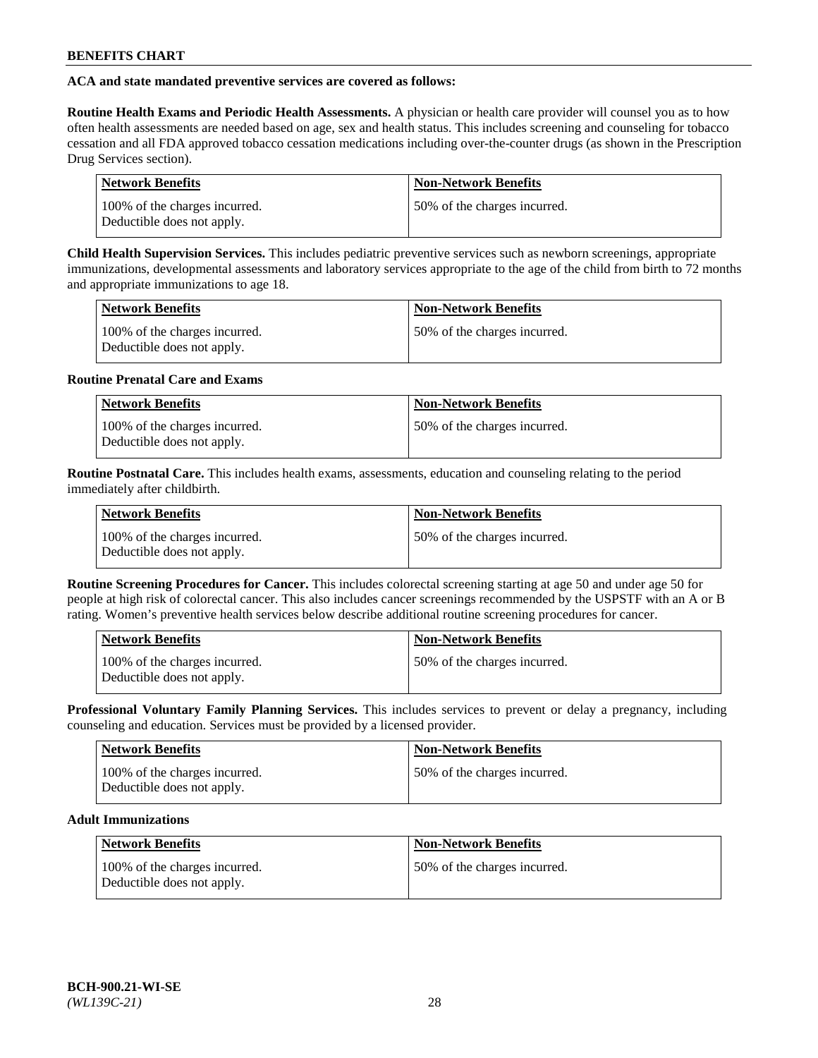**ACA and state mandated preventive services are covered as follows:**

**Routine Health Exams and Periodic Health Assessments.** A physician or health care provider will counsel you as to how often health assessments are needed based on age, sex and health status. This includes screening and counseling for tobacco cessation and all FDA approved tobacco cessation medications including over-the-counter drugs (as shown in the Prescription Drug Services section).

| Network Benefits | Non-Network Benefits |
| --- | --- |
| 100% of the charges incurred. Deductible does not apply. | 50% of the charges incurred. |

**Child Health Supervision Services.** This includes pediatric preventive services such as newborn screenings, appropriate immunizations, developmental assessments and laboratory services appropriate to the age of the child from birth to 72 months and appropriate immunizations to age 18.

| Network Benefits | Non-Network Benefits |
| --- | --- |
| 100% of the charges incurred. Deductible does not apply. | 50% of the charges incurred. |

**Routine Prenatal Care and Exams**

| Network Benefits | Non-Network Benefits |
| --- | --- |
| 100% of the charges incurred. Deductible does not apply. | 50% of the charges incurred. |

**Routine Postnatal Care.** This includes health exams, assessments, education and counseling relating to the period immediately after childbirth.

| Network Benefits | Non-Network Benefits |
| --- | --- |
| 100% of the charges incurred. Deductible does not apply. | 50% of the charges incurred. |

**Routine Screening Procedures for Cancer.** This includes colorectal screening starting at age 50 and under age 50 for people at high risk of colorectal cancer. This also includes cancer screenings recommended by the USPSTF with an A or B rating. Women's preventive health services below describe additional routine screening procedures for cancer.

| Network Benefits | Non-Network Benefits |
| --- | --- |
| 100% of the charges incurred. Deductible does not apply. | 50% of the charges incurred. |

**Professional Voluntary Family Planning Services.** This includes services to prevent or delay a pregnancy, including counseling and education. Services must be provided by a licensed provider.

| Network Benefits | Non-Network Benefits |
| --- | --- |
| 100% of the charges incurred. Deductible does not apply. | 50% of the charges incurred. |

**Adult Immunizations**

| Network Benefits | Non-Network Benefits |
| --- | --- |
| 100% of the charges incurred. Deductible does not apply. | 50% of the charges incurred. |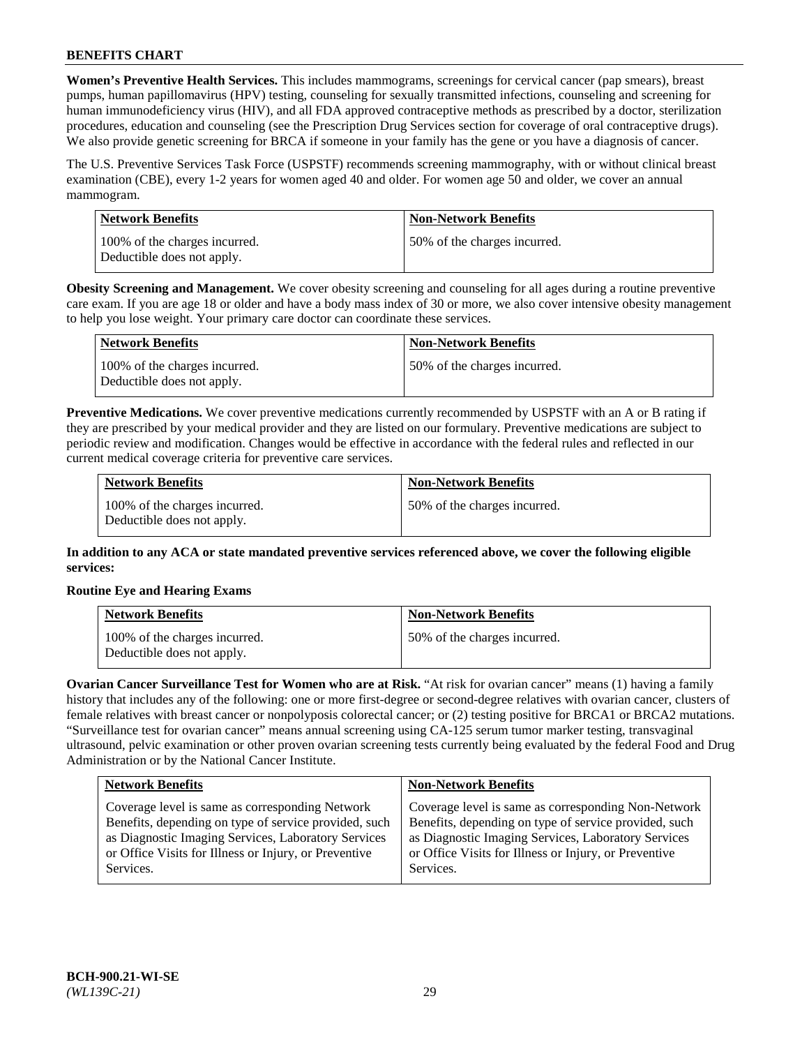**Women's Preventive Health Services.** This includes mammograms, screenings for cervical cancer (pap smears), breast pumps, human papillomavirus (HPV) testing, counseling for sexually transmitted infections, counseling and screening for human immunodeficiency virus (HIV), and all FDA approved contraceptive methods as prescribed by a doctor, sterilization procedures, education and counseling (see the Prescription Drug Services section for coverage of oral contraceptive drugs). We also provide genetic screening for BRCA if someone in your family has the gene or you have a diagnosis of cancer.

The U.S. Preventive Services Task Force (USPSTF) recommends screening mammography, with or without clinical breast examination (CBE), every 1-2 years for women aged 40 and older. For women age 50 and older, we cover an annual mammogram.

| Network Benefits | Non-Network Benefits |
|---|---|
| 100% of the charges incurred. Deductible does not apply. | 50% of the charges incurred. |

**Obesity Screening and Management.** We cover obesity screening and counseling for all ages during a routine preventive care exam. If you are age 18 or older and have a body mass index of 30 or more, we also cover intensive obesity management to help you lose weight. Your primary care doctor can coordinate these services.

| Network Benefits | Non-Network Benefits |
|---|---|
| 100% of the charges incurred. Deductible does not apply. | 50% of the charges incurred. |

**Preventive Medications.** We cover preventive medications currently recommended by USPSTF with an A or B rating if they are prescribed by your medical provider and they are listed on our formulary. Preventive medications are subject to periodic review and modification. Changes would be effective in accordance with the federal rules and reflected in our current medical coverage criteria for preventive care services.

| Network Benefits | Non-Network Benefits |
|---|---|
| 100% of the charges incurred. Deductible does not apply. | 50% of the charges incurred. |

**In addition to any ACA or state mandated preventive services referenced above, we cover the following eligible services:**

**Routine Eye and Hearing Exams**

| Network Benefits | Non-Network Benefits |
|---|---|
| 100% of the charges incurred. Deductible does not apply. | 50% of the charges incurred. |

**Ovarian Cancer Surveillance Test for Women who are at Risk.** "At risk for ovarian cancer" means (1) having a family history that includes any of the following: one or more first-degree or second-degree relatives with ovarian cancer, clusters of female relatives with breast cancer or nonpolyposis colorectal cancer; or (2) testing positive for BRCA1 or BRCA2 mutations. "Surveillance test for ovarian cancer" means annual screening using CA-125 serum tumor marker testing, transvaginal ultrasound, pelvic examination or other proven ovarian screening tests currently being evaluated by the federal Food and Drug Administration or by the National Cancer Institute.

| Network Benefits | Non-Network Benefits |
|---|---|
| Coverage level is same as corresponding Network Benefits, depending on type of service provided, such as Diagnostic Imaging Services, Laboratory Services or Office Visits for Illness or Injury, or Preventive Services. | Coverage level is same as corresponding Non-Network Benefits, depending on type of service provided, such as Diagnostic Imaging Services, Laboratory Services or Office Visits for Illness or Injury, or Preventive Services. |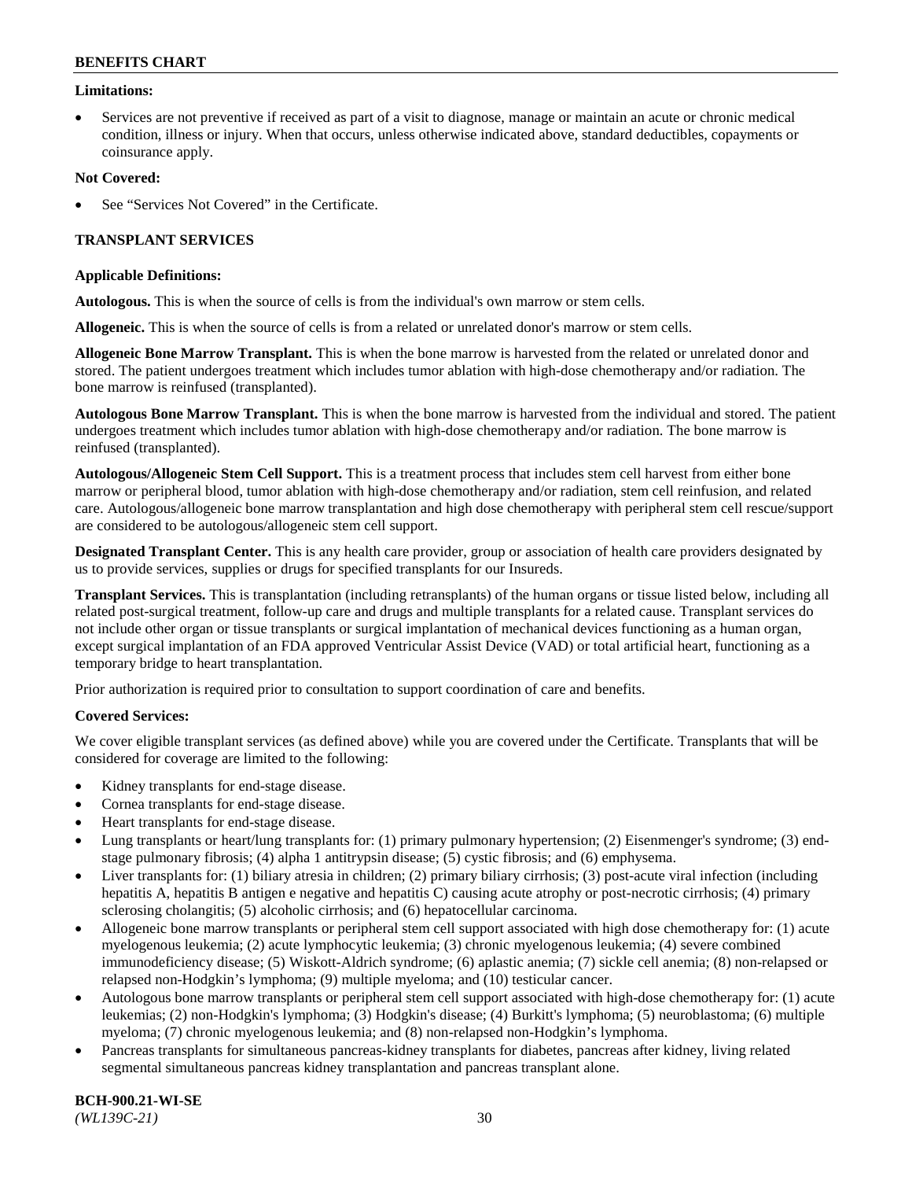**Limitations:**

- Services are not preventive if received as part of a visit to diagnose, manage or maintain an acute or chronic medical condition, illness or injury. When that occurs, unless otherwise indicated above, standard deductibles, copayments or coinsurance apply.

**Not Covered:**

- See "Services Not Covered" in the Certificate.

### TRANSPLANT SERVICES

**Applicable Definitions:**

**Autologous.** This is when the source of cells is from the individual's own marrow or stem cells.

**Allogeneic.** This is when the source of cells is from a related or unrelated donor's marrow or stem cells.

**Allogeneic Bone Marrow Transplant.** This is when the bone marrow is harvested from the related or unrelated donor and stored. The patient undergoes treatment which includes tumor ablation with high-dose chemotherapy and/or radiation. The bone marrow is reinfused (transplanted).

**Autologous Bone Marrow Transplant.** This is when the bone marrow is harvested from the individual and stored. The patient undergoes treatment which includes tumor ablation with high-dose chemotherapy and/or radiation. The bone marrow is reinfused (transplanted).

**Autologous/Allogeneic Stem Cell Support.** This is a treatment process that includes stem cell harvest from either bone marrow or peripheral blood, tumor ablation with high-dose chemotherapy and/or radiation, stem cell reinfusion, and related care. Autologous/allogeneic bone marrow transplantation and high dose chemotherapy with peripheral stem cell rescue/support are considered to be autologous/allogeneic stem cell support.

**Designated Transplant Center.** This is any health care provider, group or association of health care providers designated by us to provide services, supplies or drugs for specified transplants for our Insureds.

**Transplant Services.** This is transplantation (including retransplants) of the human organs or tissue listed below, including all related post-surgical treatment, follow-up care and drugs and multiple transplants for a related cause. Transplant services do not include other organ or tissue transplants or surgical implantation of mechanical devices functioning as a human organ, except surgical implantation of an FDA approved Ventricular Assist Device (VAD) or total artificial heart, functioning as a temporary bridge to heart transplantation.

Prior authorization is required prior to consultation to support coordination of care and benefits.

**Covered Services:**

We cover eligible transplant services (as defined above) while you are covered under the Certificate. Transplants that will be considered for coverage are limited to the following:

- Kidney transplants for end-stage disease.
- Cornea transplants for end-stage disease.
- Heart transplants for end-stage disease.
- Lung transplants or heart/lung transplants for: (1) primary pulmonary hypertension; (2) Eisenmenger's syndrome; (3) end-stage pulmonary fibrosis; (4) alpha 1 antitrypsin disease; (5) cystic fibrosis; and (6) emphysema.
- Liver transplants for: (1) biliary atresia in children; (2) primary biliary cirrhosis; (3) post-acute viral infection (including hepatitis A, hepatitis B antigen e negative and hepatitis C) causing acute atrophy or post-necrotic cirrhosis; (4) primary sclerosing cholangitis; (5) alcoholic cirrhosis; and (6) hepatocellular carcinoma.
- Allogeneic bone marrow transplants or peripheral stem cell support associated with high dose chemotherapy for: (1) acute myelogenous leukemia; (2) acute lymphocytic leukemia; (3) chronic myelogenous leukemia; (4) severe combined immunodeficiency disease; (5) Wiskott-Aldrich syndrome; (6) aplastic anemia; (7) sickle cell anemia; (8) non-relapsed or relapsed non-Hodgkin's lymphoma; (9) multiple myeloma; and (10) testicular cancer.
- Autologous bone marrow transplants or peripheral stem cell support associated with high-dose chemotherapy for: (1) acute leukemias; (2) non-Hodgkin's lymphoma; (3) Hodgkin's disease; (4) Burkitt's lymphoma; (5) neuroblastoma; (6) multiple myeloma; (7) chronic myelogenous leukemia; and (8) non-relapsed non-Hodgkin's lymphoma.
- Pancreas transplants for simultaneous pancreas-kidney transplants for diabetes, pancreas after kidney, living related segmental simultaneous pancreas kidney transplantation and pancreas transplant alone.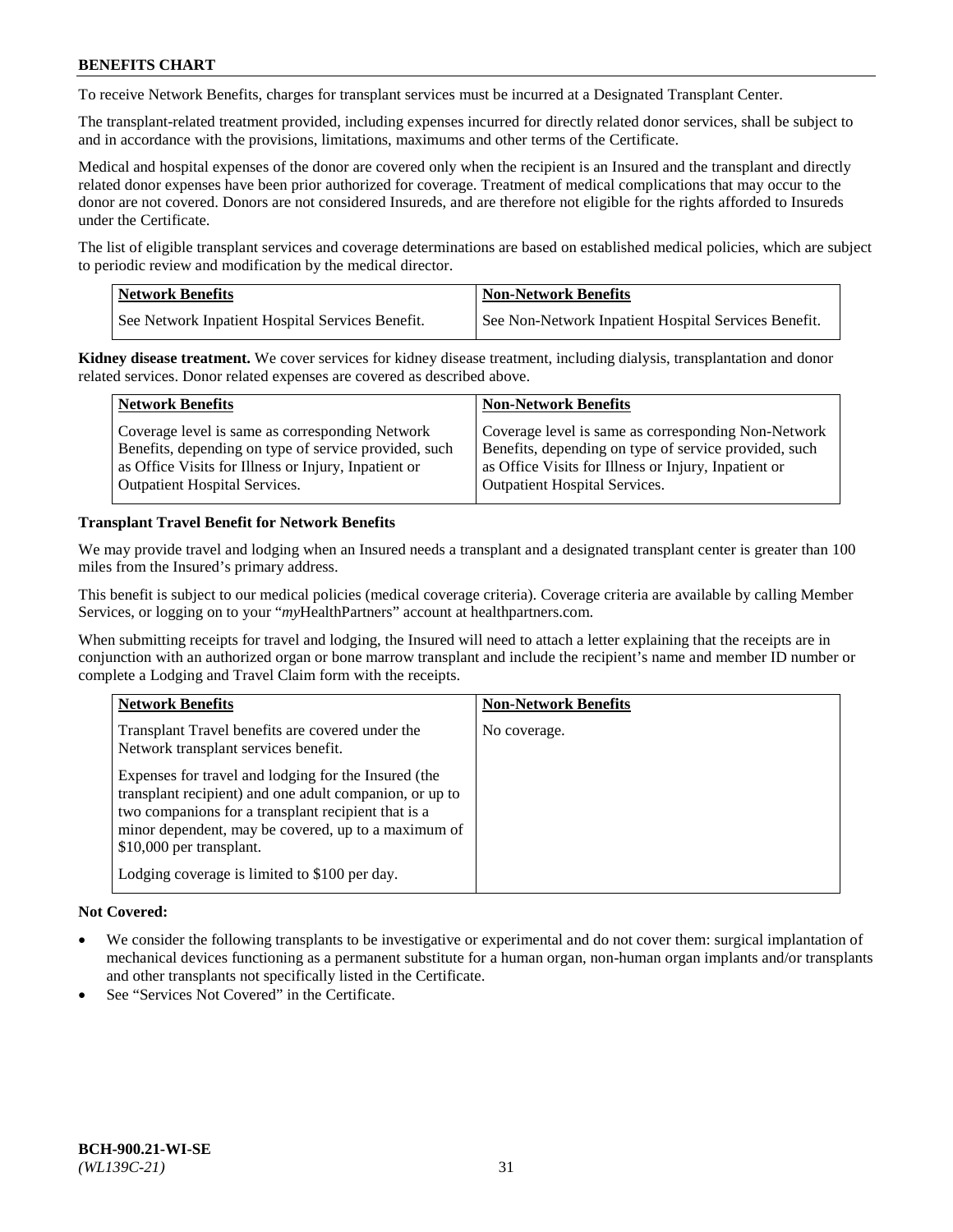To receive Network Benefits, charges for transplant services must be incurred at a Designated Transplant Center.

The transplant-related treatment provided, including expenses incurred for directly related donor services, shall be subject to and in accordance with the provisions, limitations, maximums and other terms of the Certificate.

Medical and hospital expenses of the donor are covered only when the recipient is an Insured and the transplant and directly related donor expenses have been prior authorized for coverage. Treatment of medical complications that may occur to the donor are not covered. Donors are not considered Insureds, and are therefore not eligible for the rights afforded to Insureds under the Certificate.

The list of eligible transplant services and coverage determinations are based on established medical policies, which are subject to periodic review and modification by the medical director.

| Network Benefits | Non-Network Benefits |
|---|---|
| See Network Inpatient Hospital Services Benefit. | See Non-Network Inpatient Hospital Services Benefit. |

**Kidney disease treatment.** We cover services for kidney disease treatment, including dialysis, transplantation and donor related services. Donor related expenses are covered as described above.

| Network Benefits | Non-Network Benefits |
|---|---|
| Coverage level is same as corresponding Network Benefits, depending on type of service provided, such as Office Visits for Illness or Injury, Inpatient or Outpatient Hospital Services. | Coverage level is same as corresponding Non-Network Benefits, depending on type of service provided, such as Office Visits for Illness or Injury, Inpatient or Outpatient Hospital Services. |

**Transplant Travel Benefit for Network Benefits**

We may provide travel and lodging when an Insured needs a transplant and a designated transplant center is greater than 100 miles from the Insured's primary address.

This benefit is subject to our medical policies (medical coverage criteria). Coverage criteria are available by calling Member Services, or logging on to your "*my*HealthPartners" account at healthpartners.com.

When submitting receipts for travel and lodging, the Insured will need to attach a letter explaining that the receipts are in conjunction with an authorized organ or bone marrow transplant and include the recipient's name and member ID number or complete a Lodging and Travel Claim form with the receipts.

| Network Benefits | Non-Network Benefits |
|---|---|
| Transplant Travel benefits are covered under the Network transplant services benefit.<br><br>Expenses for travel and lodging for the Insured (the transplant recipient) and one adult companion, or up to two companions for a transplant recipient that is a minor dependent, may be covered, up to a maximum of $10,000 per transplant.<br><br>Lodging coverage is limited to $100 per day. | No coverage. |

**Not Covered:**

- We consider the following transplants to be investigative or experimental and do not cover them: surgical implantation of mechanical devices functioning as a permanent substitute for a human organ, non-human organ implants and/or transplants and other transplants not specifically listed in the Certificate.
- See "Services Not Covered" in the Certificate.